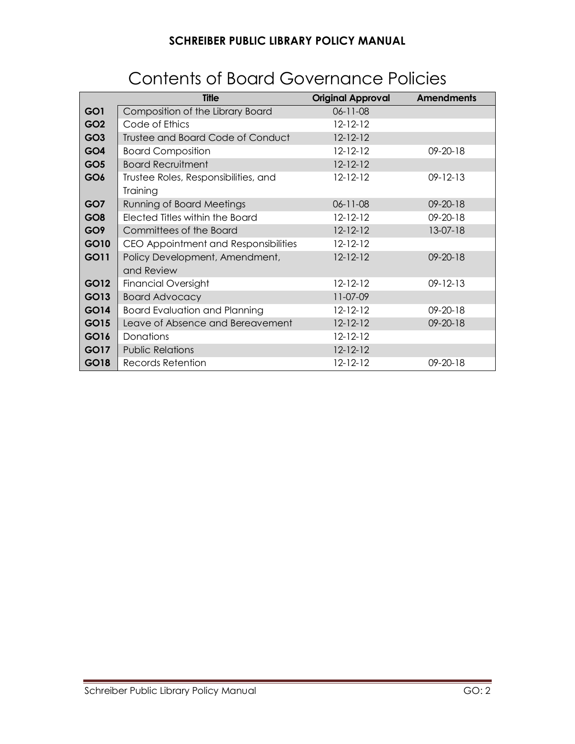# Contents of Board Governance Policies

| | Title | Original Approval | Amendments |
|---|---|---|---|
| **GO1** | Composition of the Library Board | 06-11-08 | |
| **GO2** | Code of Ethics | 12-12-12 | |
| **GO3** | Trustee and Board Code of Conduct | 12-12-12 | |
| **GO4** | Board Composition | 12-12-12 | 09-20-18 |
| **GO5** | Board Recruitment | 12-12-12 | |
| **GO6** | Trustee Roles, Responsibilities, and Training | 12-12-12 | 09-12-13 |
| **GO7** | Running of Board Meetings | 06-11-08 | 09-20-18 |
| **GO8** | Elected Titles within the Board | 12-12-12 | 09-20-18 |
| **GO9** | Committees of the Board | 12-12-12 | 13-07-18 |
| **GO10** | CEO Appointment and Responsibilities | 12-12-12 | |
| **GO11** | Policy Development, Amendment, and Review | 12-12-12 | 09-20-18 |
| **GO12** | Financial Oversight | 12-12-12 | 09-12-13 |
| **GO13** | Board Advocacy | 11-07-09 | |
| **GO14** | Board Evaluation and Planning | 12-12-12 | 09-20-18 |
| **GO15** | Leave of Absence and Bereavement | 12-12-12 | 09-20-18 |
| **GO16** | Donations | 12-12-12 | |
| **GO17** | Public Relations | 12-12-12 | |
| **GO18** | Records Retention | 12-12-12 | 09-20-18 |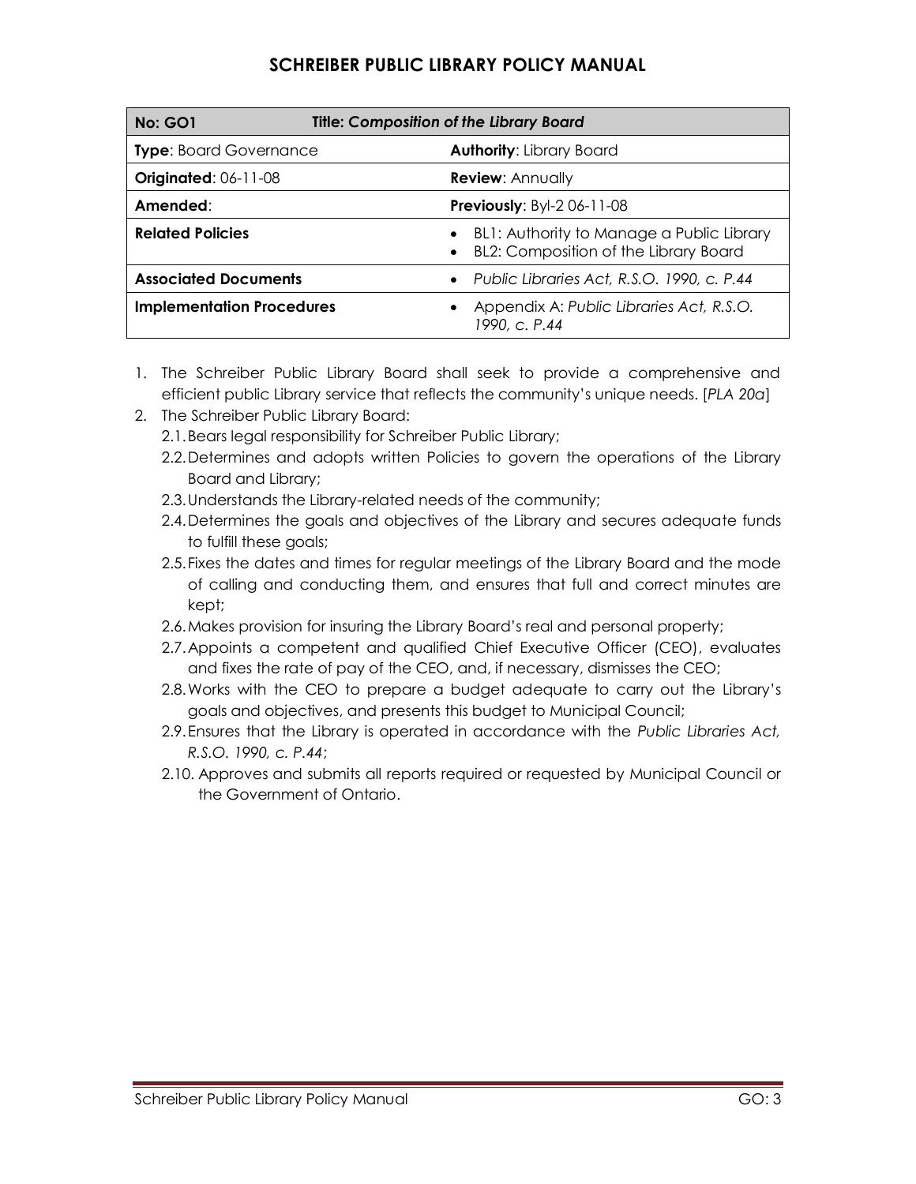| No: GO1 | Title: *Composition of the Library Board* |
| --- | --- |
| **Type**: Board Governance | **Authority**: Library Board |
| **Originated**: 06-11-08 | **Review**: Annually |
| **Amended**: | **Previously**: Byl-2 06-11-08 |
| **Related Policies** | • BL1: Authority to Manage a Public Library<br>• BL2: Composition of the Library Board |
| **Associated Documents** | • *Public Libraries Act, R.S.O. 1990, c. P.44* |
| **Implementation Procedures** | • Appendix A: *Public Libraries Act, R.S.O. 1990, c. P.44* |

1. The Schreiber Public Library Board shall seek to provide a comprehensive and efficient public Library service that reflects the community's unique needs. [*PLA 20a*]
2. The Schreiber Public Library Board:
   2.1. Bears legal responsibility for Schreiber Public Library;
   2.2. Determines and adopts written Policies to govern the operations of the Library Board and Library;
   2.3. Understands the Library-related needs of the community;
   2.4. Determines the goals and objectives of the Library and secures adequate funds to fulfill these goals;
   2.5. Fixes the dates and times for regular meetings of the Library Board and the mode of calling and conducting them, and ensures that full and correct minutes are kept;
   2.6. Makes provision for insuring the Library Board's real and personal property;
   2.7. Appoints a competent and qualified Chief Executive Officer (CEO), evaluates and fixes the rate of pay of the CEO, and, if necessary, dismisses the CEO;
   2.8. Works with the CEO to prepare a budget adequate to carry out the Library's goals and objectives, and presents this budget to Municipal Council;
   2.9. Ensures that the Library is operated in accordance with the *Public Libraries Act, R.S.O. 1990, c. P.44*;
   2.10. Approves and submits all reports required or requested by Municipal Council or the Government of Ontario.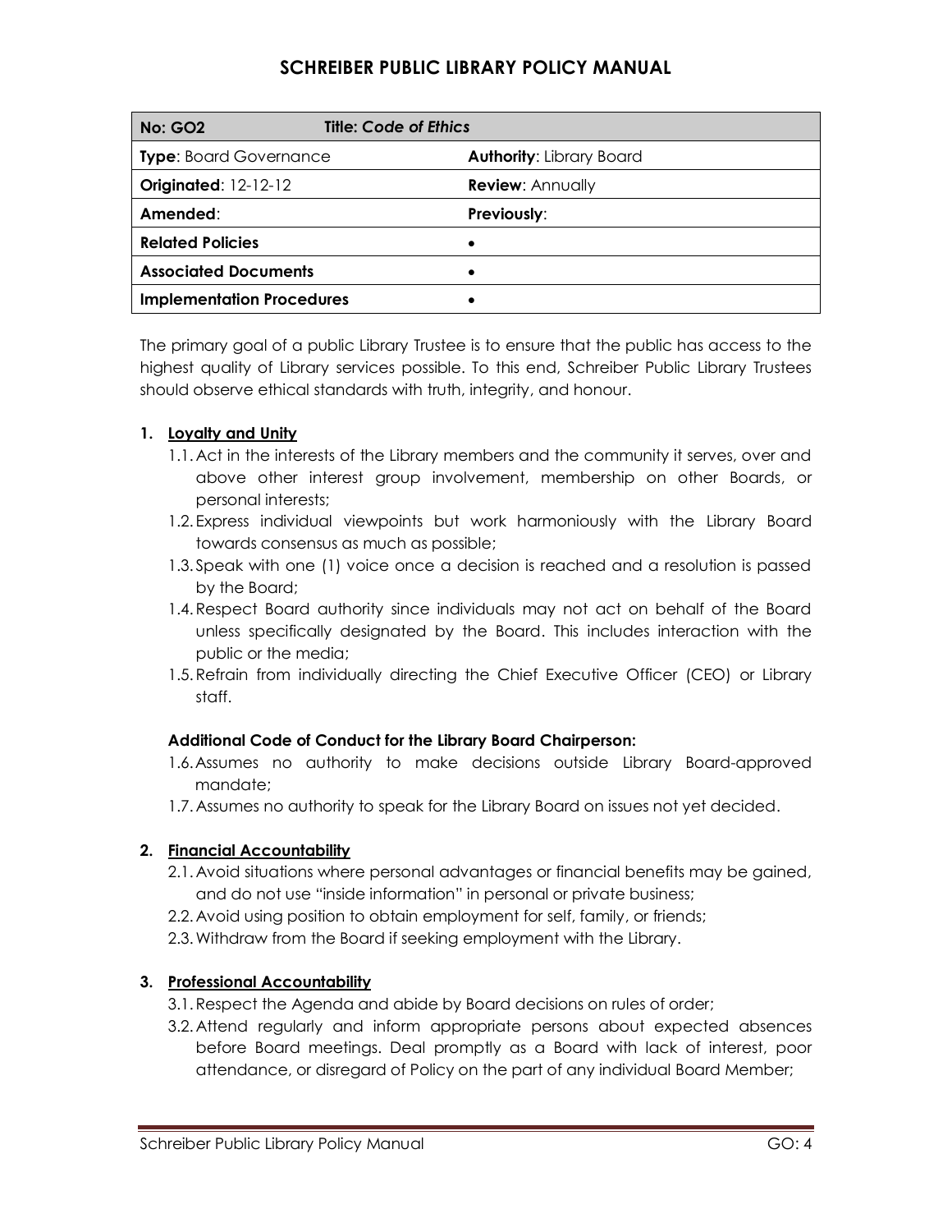# SCHREIBER PUBLIC LIBRARY POLICY MANUAL

| No: GO2 | Title: *Code of Ethics* |
|---|---|
| **Type**: Board Governance | **Authority**: Library Board |
| **Originated**: 12-12-12 | **Review**: Annually |
| **Amended**: | **Previously**: |
| **Related Policies** | • |
| **Associated Documents** | • |
| **Implementation Procedures** | • |

The primary goal of a public Library Trustee is to ensure that the public has access to the highest quality of Library services possible. To this end, Schreiber Public Library Trustees should observe ethical standards with truth, integrity, and honour.

1. **Loyalty and Unity**
   - 1.1. Act in the interests of the Library members and the community it serves, over and above other interest group involvement, membership on other Boards, or personal interests;
   - 1.2. Express individual viewpoints but work harmoniously with the Library Board towards consensus as much as possible;
   - 1.3. Speak with one (1) voice once a decision is reached and a resolution is passed by the Board;
   - 1.4. Respect Board authority since individuals may not act on behalf of the Board unless specifically designated by the Board. This includes interaction with the public or the media;
   - 1.5. Refrain from individually directing the Chief Executive Officer (CEO) or Library staff.

   **Additional Code of Conduct for the Library Board Chairperson:**

   - 1.6. Assumes no authority to make decisions outside Library Board-approved mandate;
   - 1.7. Assumes no authority to speak for the Library Board on issues not yet decided.

2. **Financial Accountability**
   - 2.1. Avoid situations where personal advantages or financial benefits may be gained, and do not use "inside information" in personal or private business;
   - 2.2. Avoid using position to obtain employment for self, family, or friends;
   - 2.3. Withdraw from the Board if seeking employment with the Library.

3. **Professional Accountability**
   - 3.1. Respect the Agenda and abide by Board decisions on rules of order;
   - 3.2. Attend regularly and inform appropriate persons about expected absences before Board meetings. Deal promptly as a Board with lack of interest, poor attendance, or disregard of Policy on the part of any individual Board Member;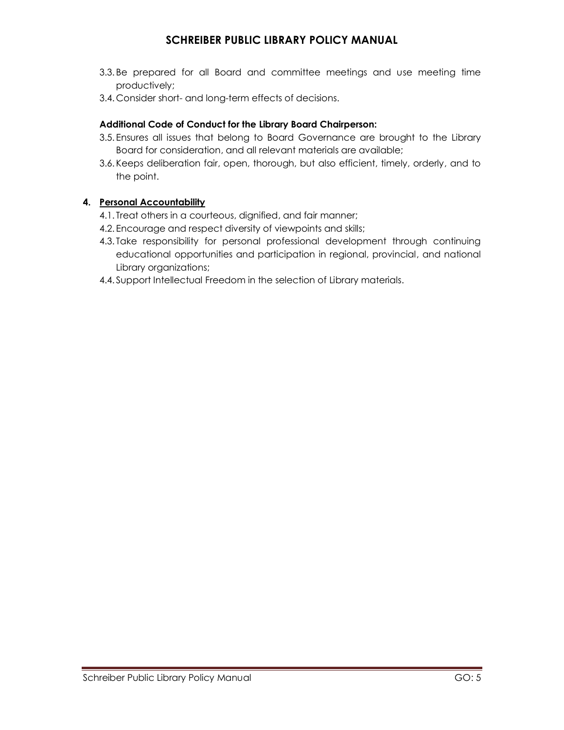3.3. Be prepared for all Board and committee meetings and use meeting time productively;

3.4. Consider short- and long-term effects of decisions.

**Additional Code of Conduct for the Library Board Chairperson:**

3.5. Ensures all issues that belong to Board Governance are brought to the Library Board for consideration, and all relevant materials are available;

3.6. Keeps deliberation fair, open, thorough, but also efficient, timely, orderly, and to the point.

**4. <u>Personal Accountability</u>**

4.1. Treat others in a courteous, dignified, and fair manner;

4.2. Encourage and respect diversity of viewpoints and skills;

4.3. Take responsibility for personal professional development through continuing educational opportunities and participation in regional, provincial, and national Library organizations;

4.4. Support Intellectual Freedom in the selection of Library materials.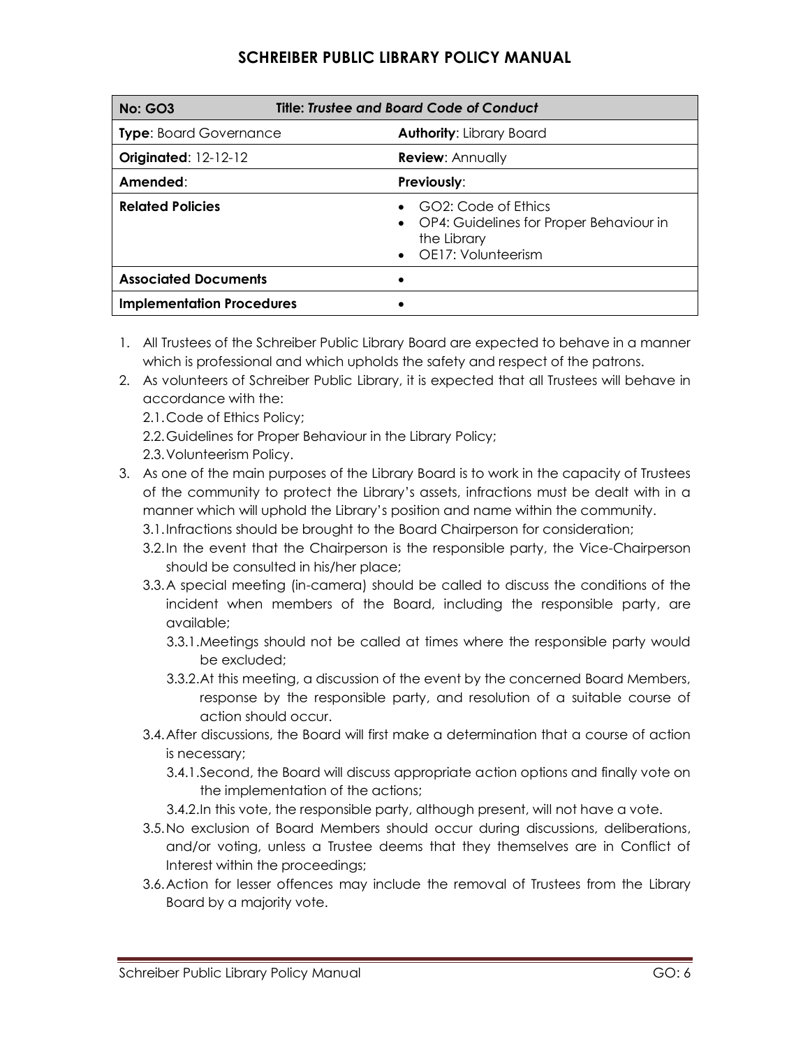# SCHREIBER PUBLIC LIBRARY POLICY MANUAL

| **No: GO3** | **Title: *Trustee and Board Code of Conduct*** |
|---|---|
| **Type**: Board Governance | **Authority**: Library Board |
| **Originated**: 12-12-12 | **Review**: Annually |
| **Amended**: | **Previously**: |
| **Related Policies** | • GO2: Code of Ethics<br>• OP4: Guidelines for Proper Behaviour in the Library<br>• OE17: Volunteerism |
| **Associated Documents** | • |
| **Implementation Procedures** | • |

1. All Trustees of the Schreiber Public Library Board are expected to behave in a manner which is professional and which upholds the safety and respect of the patrons.
2. As volunteers of Schreiber Public Library, it is expected that all Trustees will behave in accordance with the:
   - 2.1. Code of Ethics Policy;
   - 2.2. Guidelines for Proper Behaviour in the Library Policy;
   - 2.3. Volunteerism Policy.
3. As one of the main purposes of the Library Board is to work in the capacity of Trustees of the community to protect the Library's assets, infractions must be dealt with in a manner which will uphold the Library's position and name within the community.
   - 3.1. Infractions should be brought to the Board Chairperson for consideration;
   - 3.2. In the event that the Chairperson is the responsible party, the Vice-Chairperson should be consulted in his/her place;
   - 3.3. A special meeting (in-camera) should be called to discuss the conditions of the incident when members of the Board, including the responsible party, are available;
     - 3.3.1. Meetings should not be called at times where the responsible party would be excluded;
     - 3.3.2. At this meeting, a discussion of the event by the concerned Board Members, response by the responsible party, and resolution of a suitable course of action should occur.
   - 3.4. After discussions, the Board will first make a determination that a course of action is necessary;
     - 3.4.1. Second, the Board will discuss appropriate action options and finally vote on the implementation of the actions;
     - 3.4.2. In this vote, the responsible party, although present, will not have a vote.
   - 3.5. No exclusion of Board Members should occur during discussions, deliberations, and/or voting, unless a Trustee deems that they themselves are in Conflict of Interest within the proceedings;
   - 3.6. Action for lesser offences may include the removal of Trustees from the Library Board by a majority vote.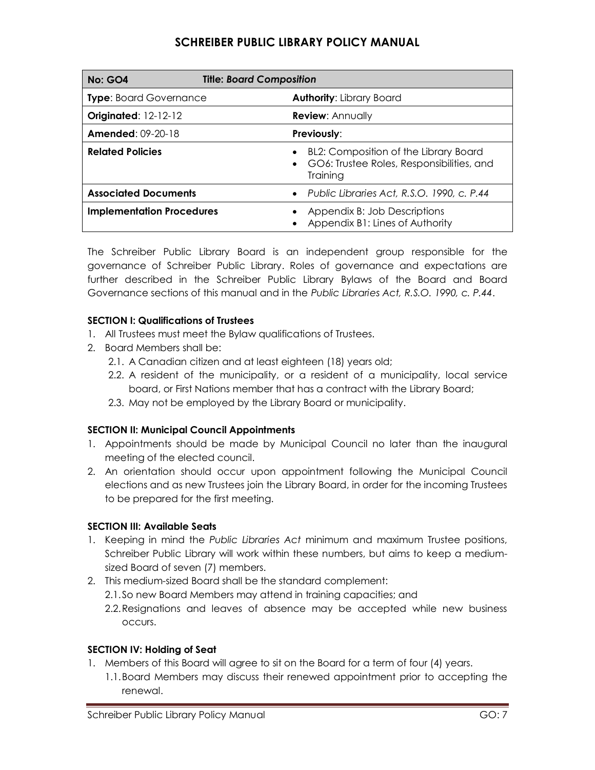| No: GO4 | Title: *Board Composition* |
|---|---|
| **Type**: Board Governance | **Authority**: Library Board |
| **Originated**: 12-12-12 | **Review**: Annually |
| **Amended**: 09-20-18 | **Previously**: |
| **Related Policies** | • BL2: Composition of the Library Board<br>• GO6: Trustee Roles, Responsibilities, and Training |
| **Associated Documents** | • *Public Libraries Act, R.S.O. 1990, c. P.44* |
| **Implementation Procedures** | • Appendix B: Job Descriptions<br>• Appendix B1: Lines of Authority |

The Schreiber Public Library Board is an independent group responsible for the governance of Schreiber Public Library. Roles of governance and expectations are further described in the Schreiber Public Library Bylaws of the Board and Board Governance sections of this manual and in the *Public Libraries Act, R.S.O. 1990, c. P.44*.

**SECTION I: Qualifications of Trustees**

1. All Trustees must meet the Bylaw qualifications of Trustees.
2. Board Members shall be:
   2.1. A Canadian citizen and at least eighteen (18) years old;
   2.2. A resident of the municipality, or a resident of a municipality, local service board, or First Nations member that has a contract with the Library Board;
   2.3. May not be employed by the Library Board or municipality.

**SECTION II: Municipal Council Appointments**

1. Appointments should be made by Municipal Council no later than the inaugural meeting of the elected council.
2. An orientation should occur upon appointment following the Municipal Council elections and as new Trustees join the Library Board, in order for the incoming Trustees to be prepared for the first meeting.

**SECTION III: Available Seats**

1. Keeping in mind the *Public Libraries Act* minimum and maximum Trustee positions, Schreiber Public Library will work within these numbers, but aims to keep a medium-sized Board of seven (7) members.
2. This medium-sized Board shall be the standard complement:
   2.1. So new Board Members may attend in training capacities; and
   2.2. Resignations and leaves of absence may be accepted while new business occurs.

**SECTION IV: Holding of Seat**

1. Members of this Board will agree to sit on the Board for a term of four (4) years.
   1.1. Board Members may discuss their renewed appointment prior to accepting the renewal.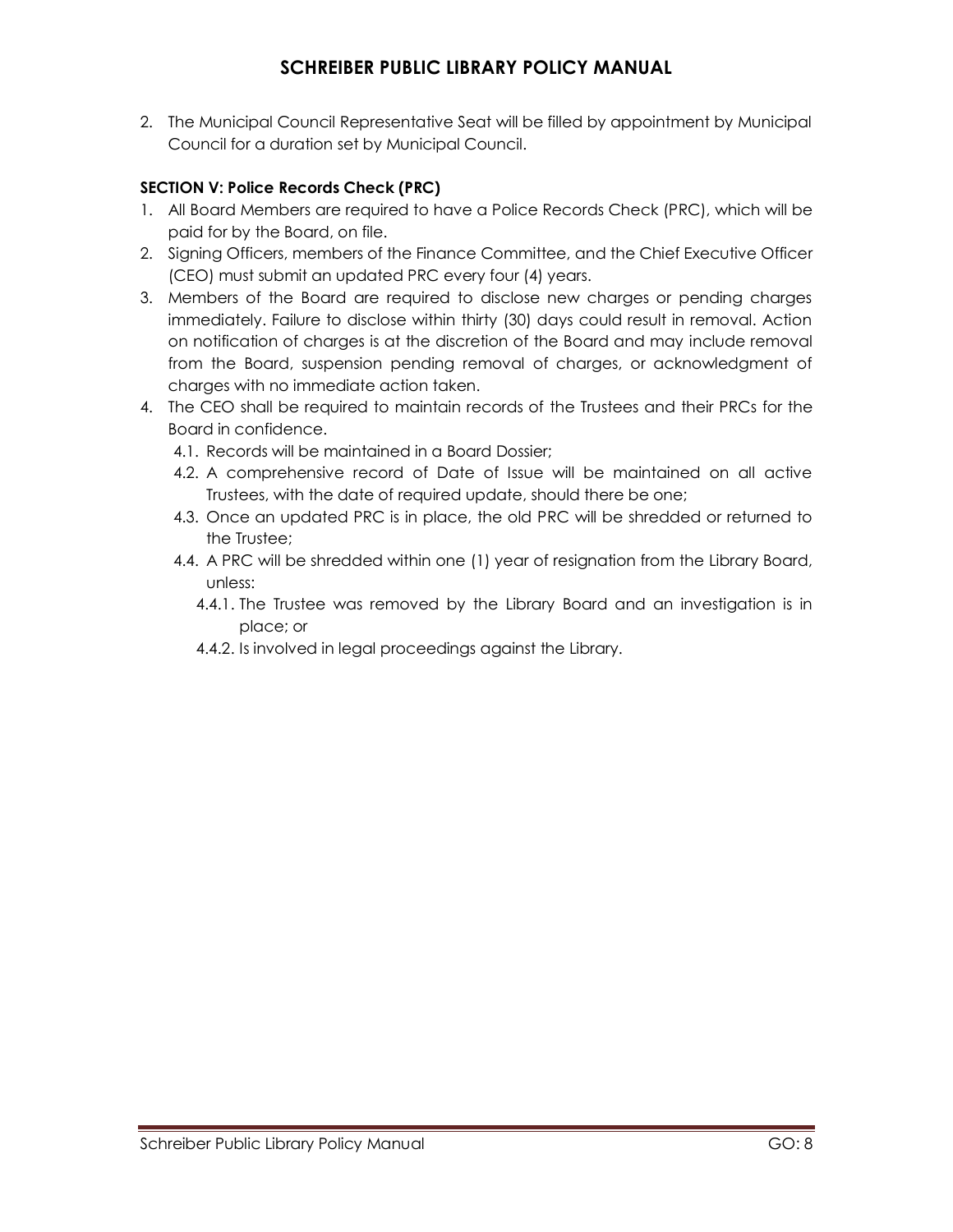2. The Municipal Council Representative Seat will be filled by appointment by Municipal Council for a duration set by Municipal Council.

**SECTION V: Police Records Check (PRC)**

1. All Board Members are required to have a Police Records Check (PRC), which will be paid for by the Board, on file.
2. Signing Officers, members of the Finance Committee, and the Chief Executive Officer (CEO) must submit an updated PRC every four (4) years.
3. Members of the Board are required to disclose new charges or pending charges immediately. Failure to disclose within thirty (30) days could result in removal. Action on notification of charges is at the discretion of the Board and may include removal from the Board, suspension pending removal of charges, or acknowledgment of charges with no immediate action taken.
4. The CEO shall be required to maintain records of the Trustees and their PRCs for the Board in confidence.
   - 4.1. Records will be maintained in a Board Dossier;
   - 4.2. A comprehensive record of Date of Issue will be maintained on all active Trustees, with the date of required update, should there be one;
   - 4.3. Once an updated PRC is in place, the old PRC will be shredded or returned to the Trustee;
   - 4.4. A PRC will be shredded within one (1) year of resignation from the Library Board, unless:
     - 4.4.1. The Trustee was removed by the Library Board and an investigation is in place; or
     - 4.4.2. Is involved in legal proceedings against the Library.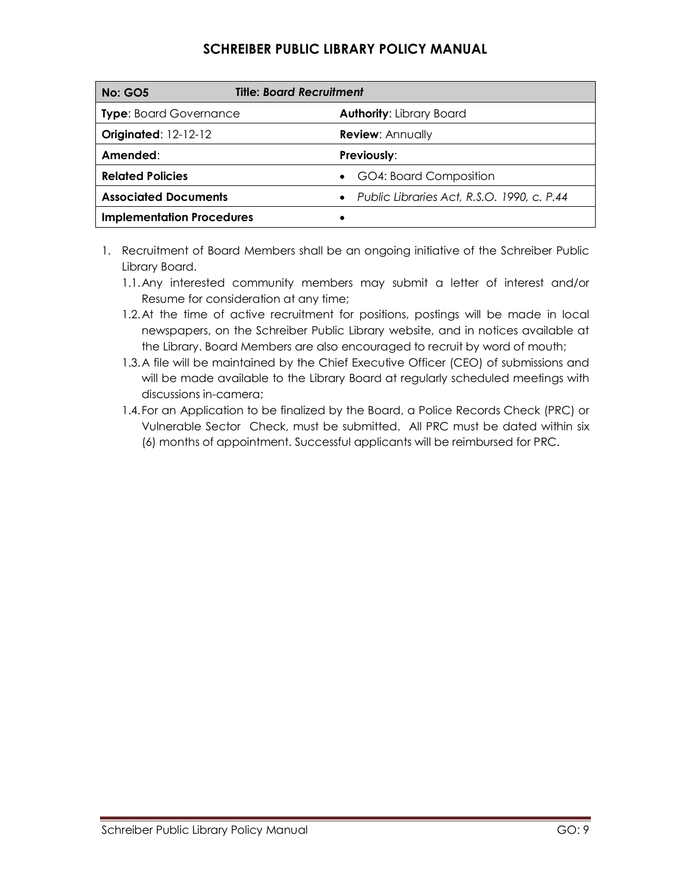| No: GO5 | Title: *Board Recruitment* |
|---|---|
| **Type**: Board Governance | **Authority**: Library Board |
| **Originated**: 12-12-12 | **Review**: Annually |
| **Amended**: | **Previously**: |
| **Related Policies** | • GO4: Board Composition |
| **Associated Documents** | • *Public Libraries Act, R.S.O. 1990, c. P.44* |
| **Implementation Procedures** | • |

1. Recruitment of Board Members shall be an ongoing initiative of the Schreiber Public Library Board.
   1.1. Any interested community members may submit a letter of interest and/or Resume for consideration at any time;
   1.2. At the time of active recruitment for positions, postings will be made in local newspapers, on the Schreiber Public Library website, and in notices available at the Library. Board Members are also encouraged to recruit by word of mouth;
   1.3. A file will be maintained by the Chief Executive Officer (CEO) of submissions and will be made available to the Library Board at regularly scheduled meetings with discussions in-camera;
   1.4. For an Application to be finalized by the Board, a Police Records Check (PRC) or Vulnerable Sector Check, must be submitted. All PRC must be dated within six (6) months of appointment. Successful applicants will be reimbursed for PRC.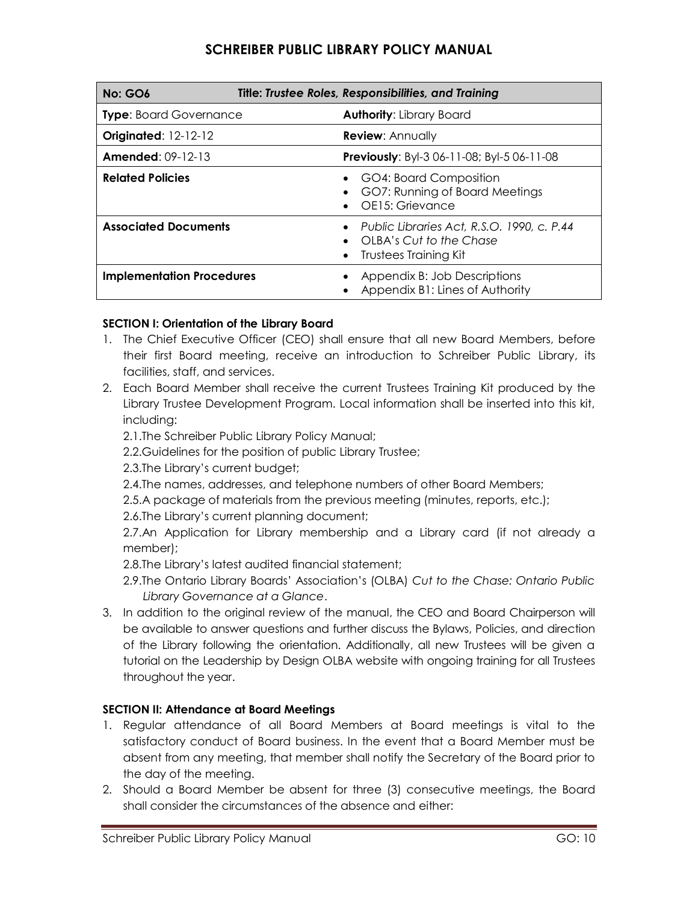| **No: GO6** | **Title:** ***Trustee Roles, Responsibilities, and Training*** |
|---|---|
| **Type**: Board Governance | **Authority**: Library Board |
| **Originated**: 12-12-12 | **Review**: Annually |
| **Amended**: 09-12-13 | **Previously**: Byl-3 06-11-08; Byl-5 06-11-08 |
| **Related Policies** | • GO4: Board Composition<br>• GO7: Running of Board Meetings<br>• OE15: Grievance |
| **Associated Documents** | • *Public Libraries Act, R.S.O. 1990, c. P.44*<br>• OLBA's *Cut to the Chase*<br>• Trustees Training Kit |
| **Implementation Procedures** | • Appendix B: Job Descriptions<br>• Appendix B1: Lines of Authority |

**SECTION I: Orientation of the Library Board**

1. The Chief Executive Officer (CEO) shall ensure that all new Board Members, before their first Board meeting, receive an introduction to Schreiber Public Library, its facilities, staff, and services.
2. Each Board Member shall receive the current Trustees Training Kit produced by the Library Trustee Development Program. Local information shall be inserted into this kit, including:
   2.1. The Schreiber Public Library Policy Manual;
   2.2. Guidelines for the position of public Library Trustee;
   2.3. The Library's current budget;
   2.4. The names, addresses, and telephone numbers of other Board Members;
   2.5. A package of materials from the previous meeting (minutes, reports, etc.);
   2.6. The Library's current planning document;
   2.7. An Application for Library membership and a Library card (if not already a member);
   2.8. The Library's latest audited financial statement;
   2.9. The Ontario Library Boards' Association's (OLBA) *Cut to the Chase: Ontario Public Library Governance at a Glance*.
3. In addition to the original review of the manual, the CEO and Board Chairperson will be available to answer questions and further discuss the Bylaws, Policies, and direction of the Library following the orientation. Additionally, all new Trustees will be given a tutorial on the Leadership by Design OLBA website with ongoing training for all Trustees throughout the year.

**SECTION II: Attendance at Board Meetings**

1. Regular attendance of all Board Members at Board meetings is vital to the satisfactory conduct of Board business. In the event that a Board Member must be absent from any meeting, that member shall notify the Secretary of the Board prior to the day of the meeting.
2. Should a Board Member be absent for three (3) consecutive meetings, the Board shall consider the circumstances of the absence and either: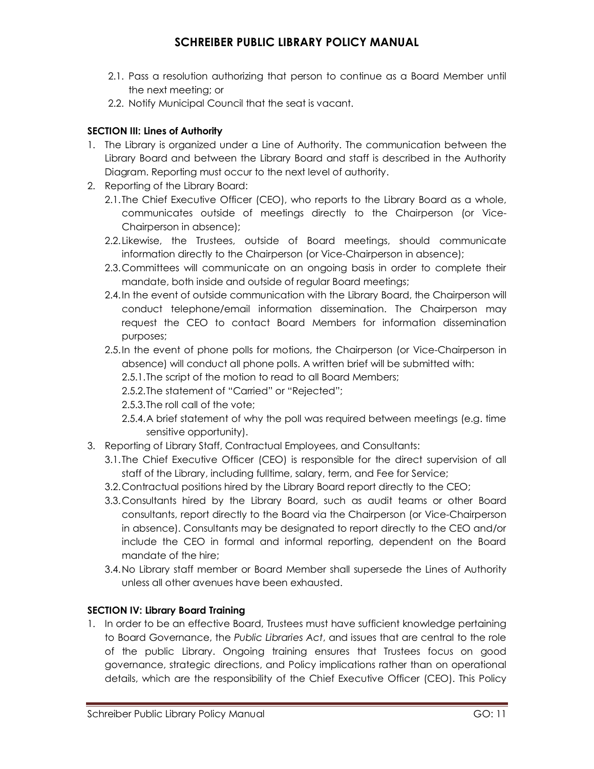2.1. Pass a resolution authorizing that person to continue as a Board Member until the next meeting; or
2.2. Notify Municipal Council that the seat is vacant.

**SECTION III: Lines of Authority**

1. The Library is organized under a Line of Authority. The communication between the Library Board and between the Library Board and staff is described in the Authority Diagram. Reporting must occur to the next level of authority.
2. Reporting of the Library Board:
   2.1. The Chief Executive Officer (CEO), who reports to the Library Board as a whole, communicates outside of meetings directly to the Chairperson (or Vice-Chairperson in absence);
   2.2. Likewise, the Trustees, outside of Board meetings, should communicate information directly to the Chairperson (or Vice-Chairperson in absence);
   2.3. Committees will communicate on an ongoing basis in order to complete their mandate, both inside and outside of regular Board meetings;
   2.4. In the event of outside communication with the Library Board, the Chairperson will conduct telephone/email information dissemination. The Chairperson may request the CEO to contact Board Members for information dissemination purposes;
   2.5. In the event of phone polls for motions, the Chairperson (or Vice-Chairperson in absence) will conduct all phone polls. A written brief will be submitted with:
      2.5.1. The script of the motion to read to all Board Members;
      2.5.2. The statement of "Carried" or "Rejected";
      2.5.3. The roll call of the vote;
      2.5.4. A brief statement of why the poll was required between meetings (e.g. time sensitive opportunity).
3. Reporting of Library Staff, Contractual Employees, and Consultants:
   3.1. The Chief Executive Officer (CEO) is responsible for the direct supervision of all staff of the Library, including fulltime, salary, term, and Fee for Service;
   3.2. Contractual positions hired by the Library Board report directly to the CEO;
   3.3. Consultants hired by the Library Board, such as audit teams or other Board consultants, report directly to the Board via the Chairperson (or Vice-Chairperson in absence). Consultants may be designated to report directly to the CEO and/or include the CEO in formal and informal reporting, dependent on the Board mandate of the hire;
   3.4. No Library staff member or Board Member shall supersede the Lines of Authority unless all other avenues have been exhausted.

**SECTION IV: Library Board Training**

1. In order to be an effective Board, Trustees must have sufficient knowledge pertaining to Board Governance, the *Public Libraries Act*, and issues that are central to the role of the public Library. Ongoing training ensures that Trustees focus on good governance, strategic directions, and Policy implications rather than on operational details, which are the responsibility of the Chief Executive Officer (CEO). This Policy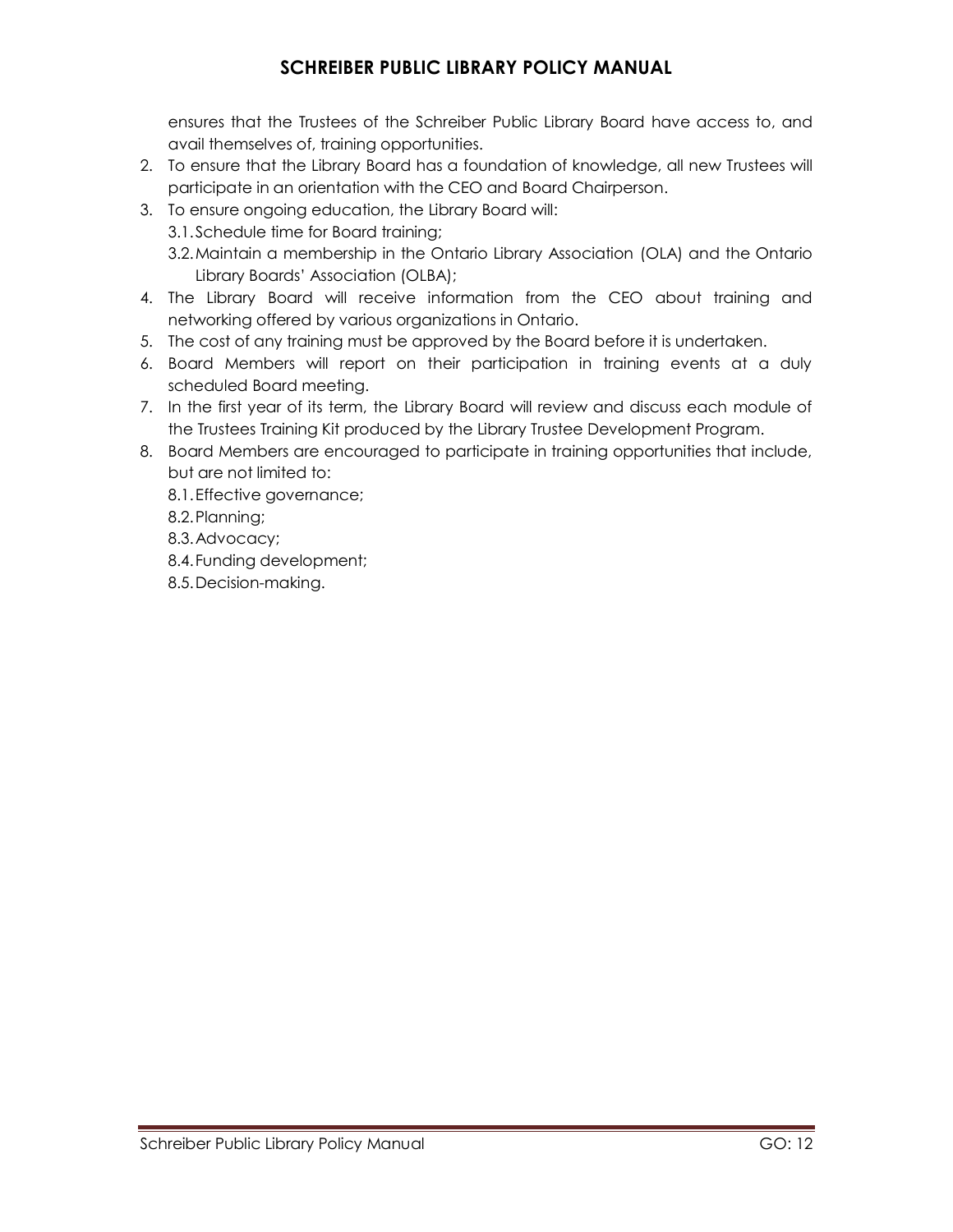ensures that the Trustees of the Schreiber Public Library Board have access to, and avail themselves of, training opportunities.

2. To ensure that the Library Board has a foundation of knowledge, all new Trustees will participate in an orientation with the CEO and Board Chairperson.
3. To ensure ongoing education, the Library Board will:
   - 3.1. Schedule time for Board training;
   - 3.2. Maintain a membership in the Ontario Library Association (OLA) and the Ontario Library Boards' Association (OLBA);
4. The Library Board will receive information from the CEO about training and networking offered by various organizations in Ontario.
5. The cost of any training must be approved by the Board before it is undertaken.
6. Board Members will report on their participation in training events at a duly scheduled Board meeting.
7. In the first year of its term, the Library Board will review and discuss each module of the Trustees Training Kit produced by the Library Trustee Development Program.
8. Board Members are encouraged to participate in training opportunities that include, but are not limited to:
   - 8.1. Effective governance;
   - 8.2. Planning;
   - 8.3. Advocacy;
   - 8.4. Funding development;
   - 8.5. Decision-making.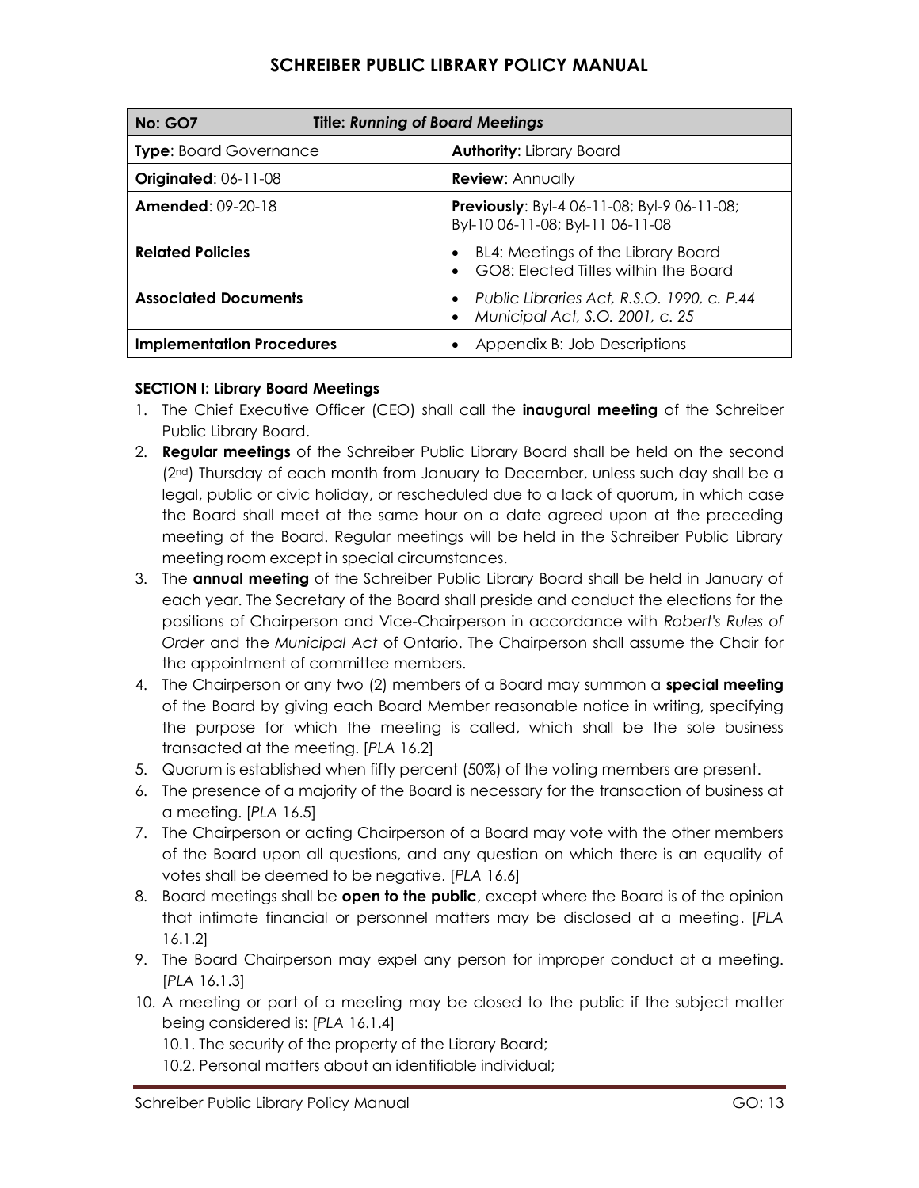# SCHREIBER PUBLIC LIBRARY POLICY MANUAL

| **No: GO7** | **Title: *Running of Board Meetings*** |
|---|---|
| **Type**: Board Governance | **Authority**: Library Board |
| **Originated**: 06-11-08 | **Review**: Annually |
| **Amended**: 09-20-18 | **Previously**: Byl-4 06-11-08; Byl-9 06-11-08; Byl-10 06-11-08; Byl-11 06-11-08 |
| **Related Policies** | • BL4: Meetings of the Library Board<br>• GO8: Elected Titles within the Board |
| **Associated Documents** | • *Public Libraries Act, R.S.O. 1990, c. P.44*<br>• *Municipal Act, S.O. 2001, c. 25* |
| **Implementation Procedures** | • Appendix B: Job Descriptions |

**SECTION I: Library Board Meetings**

1. The Chief Executive Officer (CEO) shall call the **inaugural meeting** of the Schreiber Public Library Board.
2. **Regular meetings** of the Schreiber Public Library Board shall be held on the second (2nd) Thursday of each month from January to December, unless such day shall be a legal, public or civic holiday, or rescheduled due to a lack of quorum, in which case the Board shall meet at the same hour on a date agreed upon at the preceding meeting of the Board. Regular meetings will be held in the Schreiber Public Library meeting room except in special circumstances.
3. The **annual meeting** of the Schreiber Public Library Board shall be held in January of each year. The Secretary of the Board shall preside and conduct the elections for the positions of Chairperson and Vice-Chairperson in accordance with *Robert's Rules of Order* and the *Municipal Act* of Ontario. The Chairperson shall assume the Chair for the appointment of committee members.
4. The Chairperson or any two (2) members of a Board may summon a **special meeting** of the Board by giving each Board Member reasonable notice in writing, specifying the purpose for which the meeting is called, which shall be the sole business transacted at the meeting. [*PLA* 16.2]
5. Quorum is established when fifty percent (50%) of the voting members are present.
6. The presence of a majority of the Board is necessary for the transaction of business at a meeting. [*PLA* 16.5]
7. The Chairperson or acting Chairperson of a Board may vote with the other members of the Board upon all questions, and any question on which there is an equality of votes shall be deemed to be negative. [*PLA* 16.6]
8. Board meetings shall be **open to the public**, except where the Board is of the opinion that intimate financial or personnel matters may be disclosed at a meeting. [*PLA* 16.1.2]
9. The Board Chairperson may expel any person for improper conduct at a meeting. [*PLA* 16.1.3]
10. A meeting or part of a meeting may be closed to the public if the subject matter being considered is: [*PLA* 16.1.4]
    10.1. The security of the property of the Library Board;
    10.2. Personal matters about an identifiable individual;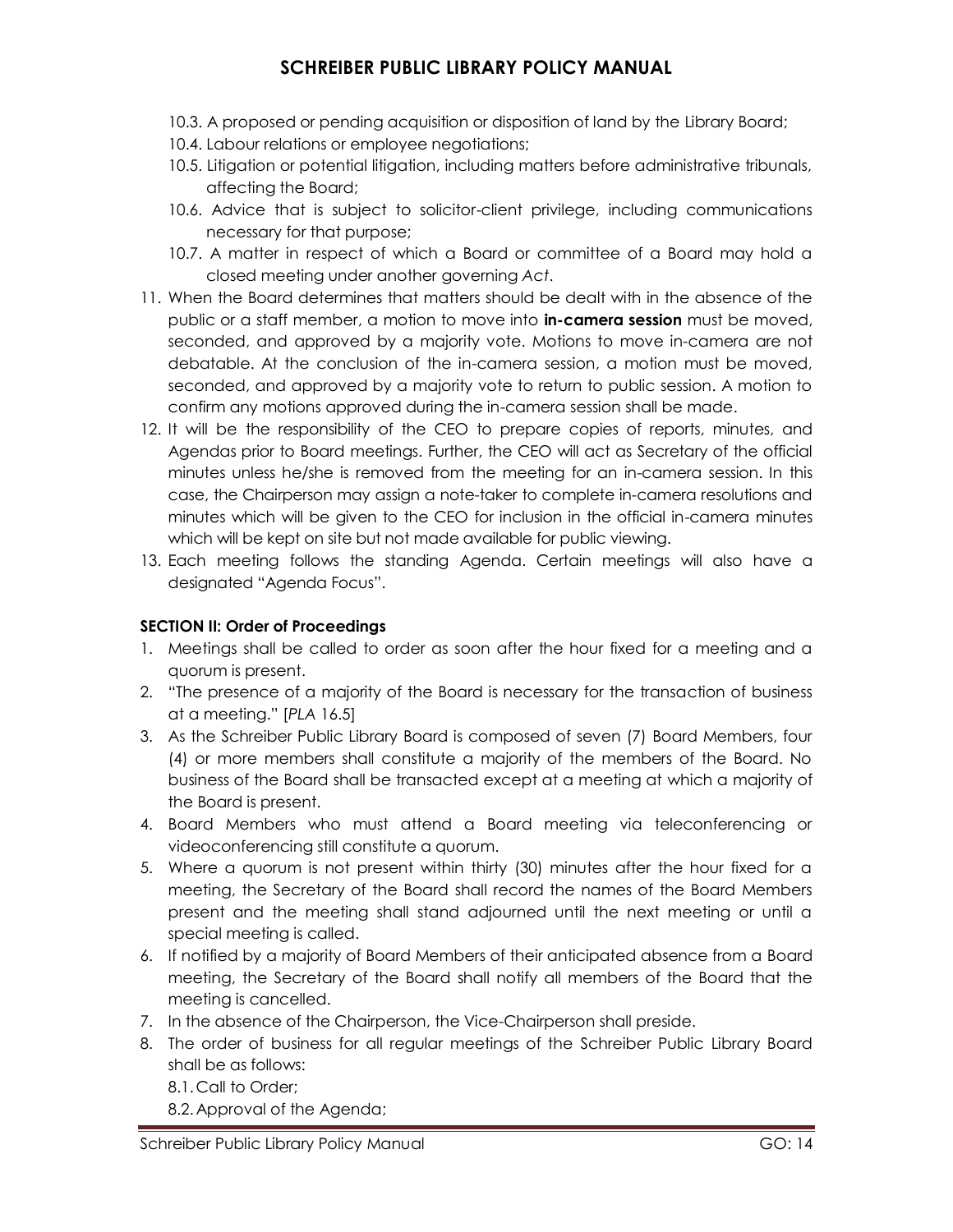10.3. A proposed or pending acquisition or disposition of land by the Library Board;

10.4. Labour relations or employee negotiations;

10.5. Litigation or potential litigation, including matters before administrative tribunals, affecting the Board;

10.6. Advice that is subject to solicitor-client privilege, including communications necessary for that purpose;

10.7. A matter in respect of which a Board or committee of a Board may hold a closed meeting under another governing *Act*.

11. When the Board determines that matters should be dealt with in the absence of the public or a staff member, a motion to move into **in-camera session** must be moved, seconded, and approved by a majority vote. Motions to move in-camera are not debatable. At the conclusion of the in-camera session, a motion must be moved, seconded, and approved by a majority vote to return to public session. A motion to confirm any motions approved during the in-camera session shall be made.
12. It will be the responsibility of the CEO to prepare copies of reports, minutes, and Agendas prior to Board meetings. Further, the CEO will act as Secretary of the official minutes unless he/she is removed from the meeting for an in-camera session. In this case, the Chairperson may assign a note-taker to complete in-camera resolutions and minutes which will be given to the CEO for inclusion in the official in-camera minutes which will be kept on site but not made available for public viewing.
13. Each meeting follows the standing Agenda. Certain meetings will also have a designated "Agenda Focus".

**SECTION II: Order of Proceedings**

1. Meetings shall be called to order as soon after the hour fixed for a meeting and a quorum is present.
2. "The presence of a majority of the Board is necessary for the transaction of business at a meeting." [*PLA* 16.5]
3. As the Schreiber Public Library Board is composed of seven (7) Board Members, four (4) or more members shall constitute a majority of the members of the Board. No business of the Board shall be transacted except at a meeting at which a majority of the Board is present.
4. Board Members who must attend a Board meeting via teleconferencing or videoconferencing still constitute a quorum.
5. Where a quorum is not present within thirty (30) minutes after the hour fixed for a meeting, the Secretary of the Board shall record the names of the Board Members present and the meeting shall stand adjourned until the next meeting or until a special meeting is called.
6. If notified by a majority of Board Members of their anticipated absence from a Board meeting, the Secretary of the Board shall notify all members of the Board that the meeting is cancelled.
7. In the absence of the Chairperson, the Vice-Chairperson shall preside.
8. The order of business for all regular meetings of the Schreiber Public Library Board shall be as follows:

   8.1. Call to Order;

   8.2. Approval of the Agenda;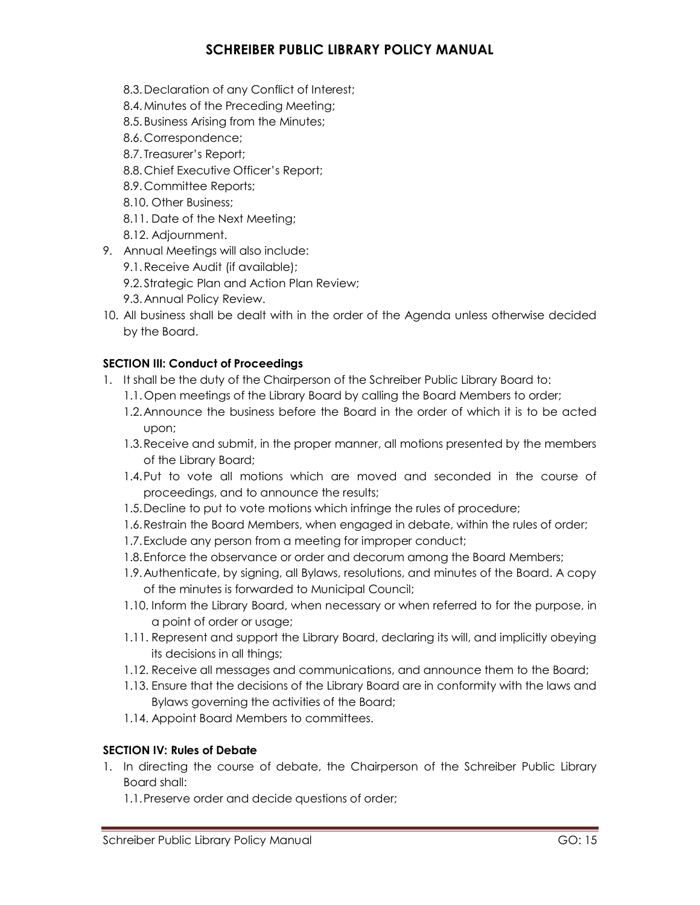8.3. Declaration of any Conflict of Interest;
8.4. Minutes of the Preceding Meeting;
8.5. Business Arising from the Minutes;
8.6. Correspondence;
8.7. Treasurer's Report;
8.8. Chief Executive Officer's Report;
8.9. Committee Reports;
8.10. Other Business;
8.11. Date of the Next Meeting;
8.12. Adjournment.

9. Annual Meetings will also include:
   9.1. Receive Audit (if available);
   9.2. Strategic Plan and Action Plan Review;
   9.3. Annual Policy Review.
10. All business shall be dealt with in the order of the Agenda unless otherwise decided by the Board.

**SECTION III: Conduct of Proceedings**

1. It shall be the duty of the Chairperson of the Schreiber Public Library Board to:
   1.1. Open meetings of the Library Board by calling the Board Members to order;
   1.2. Announce the business before the Board in the order of which it is to be acted upon;
   1.3. Receive and submit, in the proper manner, all motions presented by the members of the Library Board;
   1.4. Put to vote all motions which are moved and seconded in the course of proceedings, and to announce the results;
   1.5. Decline to put to vote motions which infringe the rules of procedure;
   1.6. Restrain the Board Members, when engaged in debate, within the rules of order;
   1.7. Exclude any person from a meeting for improper conduct;
   1.8. Enforce the observance or order and decorum among the Board Members;
   1.9. Authenticate, by signing, all Bylaws, resolutions, and minutes of the Board. A copy of the minutes is forwarded to Municipal Council;
   1.10. Inform the Library Board, when necessary or when referred to for the purpose, in a point of order or usage;
   1.11. Represent and support the Library Board, declaring its will, and implicitly obeying its decisions in all things;
   1.12. Receive all messages and communications, and announce them to the Board;
   1.13. Ensure that the decisions of the Library Board are in conformity with the laws and Bylaws governing the activities of the Board;
   1.14. Appoint Board Members to committees.

**SECTION IV: Rules of Debate**

1. In directing the course of debate, the Chairperson of the Schreiber Public Library Board shall:
   1.1. Preserve order and decide questions of order;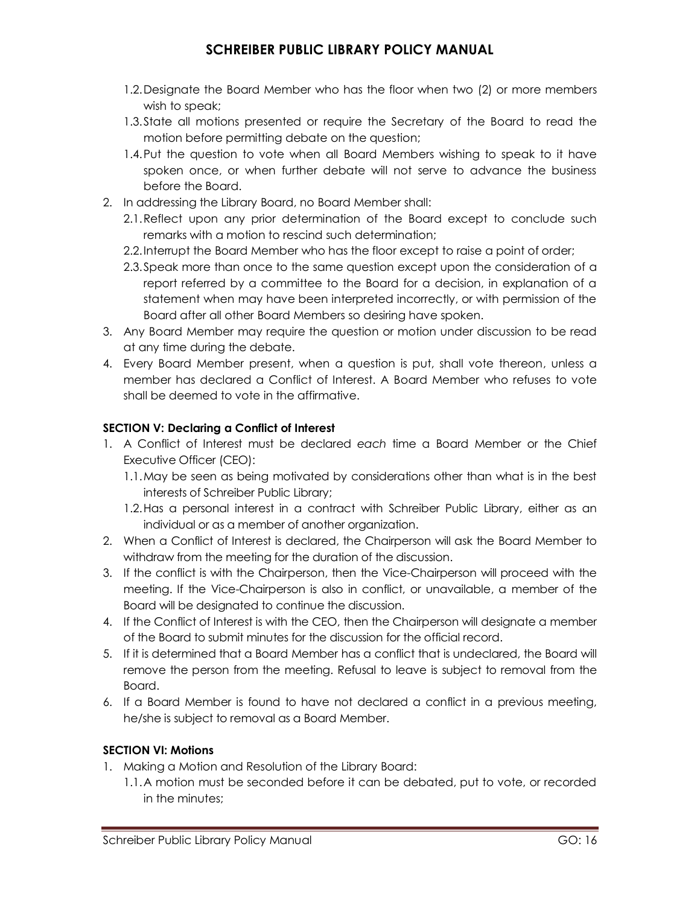1.2. Designate the Board Member who has the floor when two (2) or more members wish to speak;
1.3. State all motions presented or require the Secretary of the Board to read the motion before permitting debate on the question;
1.4. Put the question to vote when all Board Members wishing to speak to it have spoken once, or when further debate will not serve to advance the business before the Board.

2. In addressing the Library Board, no Board Member shall:
   2.1. Reflect upon any prior determination of the Board except to conclude such remarks with a motion to rescind such determination;
   2.2. Interrupt the Board Member who has the floor except to raise a point of order;
   2.3. Speak more than once to the same question except upon the consideration of a report referred by a committee to the Board for a decision, in explanation of a statement when may have been interpreted incorrectly, or with permission of the Board after all other Board Members so desiring have spoken.
3. Any Board Member may require the question or motion under discussion to be read at any time during the debate.
4. Every Board Member present, when a question is put, shall vote thereon, unless a member has declared a Conflict of Interest. A Board Member who refuses to vote shall be deemed to vote in the affirmative.

**SECTION V: Declaring a Conflict of Interest**

1. A Conflict of Interest must be declared *each* time a Board Member or the Chief Executive Officer (CEO):
   1.1. May be seen as being motivated by considerations other than what is in the best interests of Schreiber Public Library;
   1.2. Has a personal interest in a contract with Schreiber Public Library, either as an individual or as a member of another organization.
2. When a Conflict of Interest is declared, the Chairperson will ask the Board Member to withdraw from the meeting for the duration of the discussion.
3. If the conflict is with the Chairperson, then the Vice-Chairperson will proceed with the meeting. If the Vice-Chairperson is also in conflict, or unavailable, a member of the Board will be designated to continue the discussion.
4. If the Conflict of Interest is with the CEO, then the Chairperson will designate a member of the Board to submit minutes for the discussion for the official record.
5. If it is determined that a Board Member has a conflict that is undeclared, the Board will remove the person from the meeting. Refusal to leave is subject to removal from the Board.
6. If a Board Member is found to have not declared a conflict in a previous meeting, he/she is subject to removal as a Board Member.

**SECTION VI: Motions**

1. Making a Motion and Resolution of the Library Board:
   1.1. A motion must be seconded before it can be debated, put to vote, or recorded in the minutes;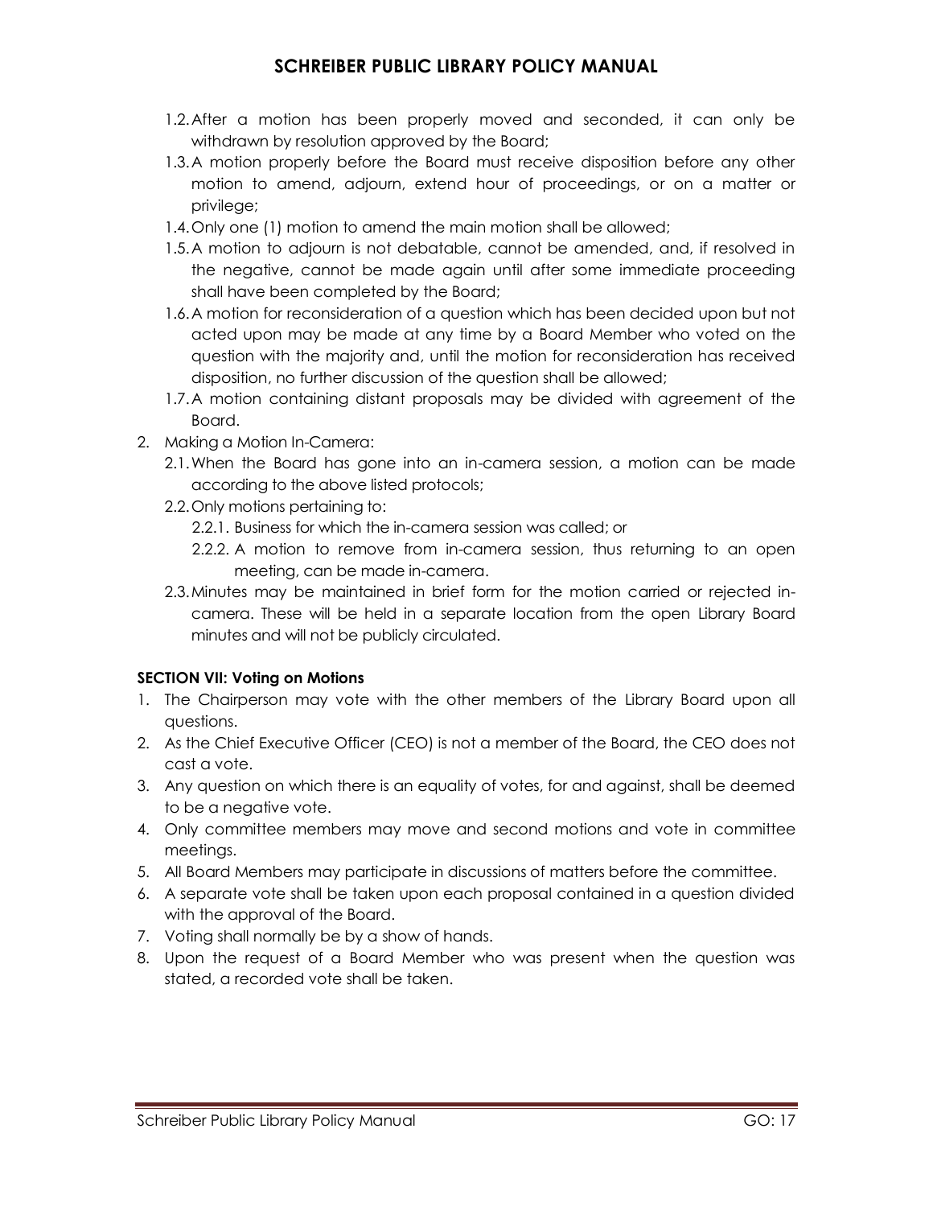1.2. After a motion has been properly moved and seconded, it can only be withdrawn by resolution approved by the Board;
1.3. A motion properly before the Board must receive disposition before any other motion to amend, adjourn, extend hour of proceedings, or on a matter or privilege;
1.4. Only one (1) motion to amend the main motion shall be allowed;
1.5. A motion to adjourn is not debatable, cannot be amended, and, if resolved in the negative, cannot be made again until after some immediate proceeding shall have been completed by the Board;
1.6. A motion for reconsideration of a question which has been decided upon but not acted upon may be made at any time by a Board Member who voted on the question with the majority and, until the motion for reconsideration has received disposition, no further discussion of the question shall be allowed;
1.7. A motion containing distant proposals may be divided with agreement of the Board.

2. Making a Motion In-Camera:
   - 2.1. When the Board has gone into an in-camera session, a motion can be made according to the above listed protocols;
   - 2.2. Only motions pertaining to:
     - 2.2.1. Business for which the in-camera session was called; or
     - 2.2.2. A motion to remove from in-camera session, thus returning to an open meeting, can be made in-camera.
   - 2.3. Minutes may be maintained in brief form for the motion carried or rejected in-camera. These will be held in a separate location from the open Library Board minutes and will not be publicly circulated.

**SECTION VII: Voting on Motions**

1. The Chairperson may vote with the other members of the Library Board upon all questions.
2. As the Chief Executive Officer (CEO) is not a member of the Board, the CEO does not cast a vote.
3. Any question on which there is an equality of votes, for and against, shall be deemed to be a negative vote.
4. Only committee members may move and second motions and vote in committee meetings.
5. All Board Members may participate in discussions of matters before the committee.
6. A separate vote shall be taken upon each proposal contained in a question divided with the approval of the Board.
7. Voting shall normally be by a show of hands.
8. Upon the request of a Board Member who was present when the question was stated, a recorded vote shall be taken.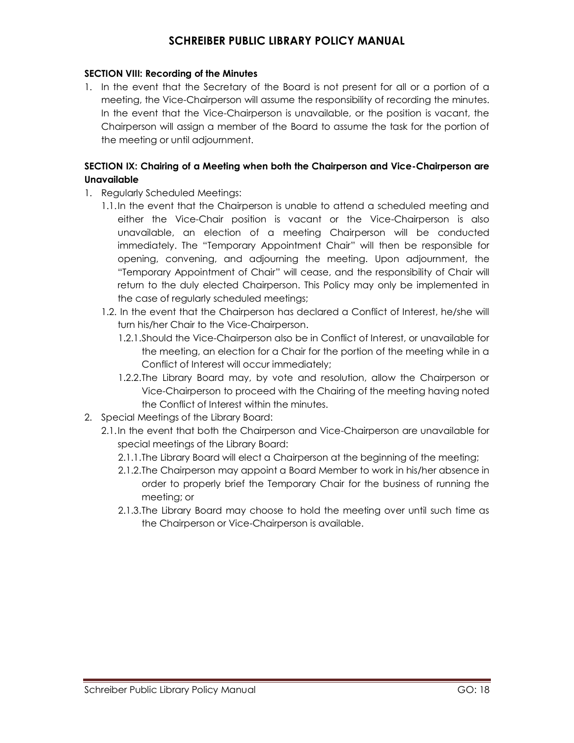**SECTION VIII: Recording of the Minutes**

1. In the event that the Secretary of the Board is not present for all or a portion of a meeting, the Vice-Chairperson will assume the responsibility of recording the minutes. In the event that the Vice-Chairperson is unavailable, or the position is vacant, the Chairperson will assign a member of the Board to assume the task for the portion of the meeting or until adjournment.

**SECTION IX: Chairing of a Meeting when both the Chairperson and Vice-Chairperson are Unavailable**

1. Regularly Scheduled Meetings:
   - 1.1. In the event that the Chairperson is unable to attend a scheduled meeting and either the Vice-Chair position is vacant or the Vice-Chairperson is also unavailable, an election of a meeting Chairperson will be conducted immediately. The "Temporary Appointment Chair" will then be responsible for opening, convening, and adjourning the meeting. Upon adjournment, the "Temporary Appointment of Chair" will cease, and the responsibility of Chair will return to the duly elected Chairperson. This Policy may only be implemented in the case of regularly scheduled meetings;
   - 1.2. In the event that the Chairperson has declared a Conflict of Interest, he/she will turn his/her Chair to the Vice-Chairperson.
     - 1.2.1. Should the Vice-Chairperson also be in Conflict of Interest, or unavailable for the meeting, an election for a Chair for the portion of the meeting while in a Conflict of Interest will occur immediately;
     - 1.2.2. The Library Board may, by vote and resolution, allow the Chairperson or Vice-Chairperson to proceed with the Chairing of the meeting having noted the Conflict of Interest within the minutes.
2. Special Meetings of the Library Board:
   - 2.1. In the event that both the Chairperson and Vice-Chairperson are unavailable for special meetings of the Library Board:
     - 2.1.1. The Library Board will elect a Chairperson at the beginning of the meeting;
     - 2.1.2. The Chairperson may appoint a Board Member to work in his/her absence in order to properly brief the Temporary Chair for the business of running the meeting; or
     - 2.1.3. The Library Board may choose to hold the meeting over until such time as the Chairperson or Vice-Chairperson is available.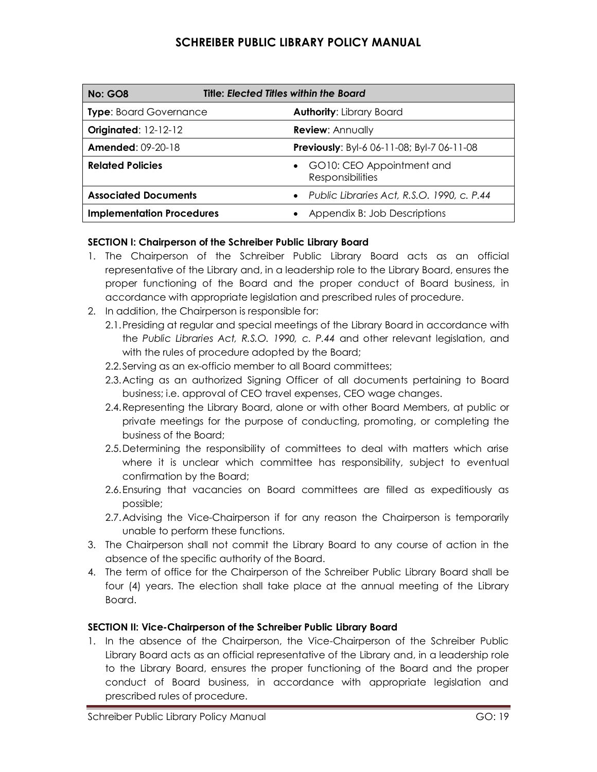| No: GO8 | Title: *Elected Titles within the Board* |
|---|---|
| **Type**: Board Governance | **Authority**: Library Board |
| **Originated**: 12-12-12 | **Review**: Annually |
| **Amended**: 09-20-18 | **Previously**: Byl-6 06-11-08; Byl-7 06-11-08 |
| **Related Policies** | • GO10: CEO Appointment and Responsibilities |
| **Associated Documents** | • *Public Libraries Act, R.S.O. 1990, c. P.44* |
| **Implementation Procedures** | • Appendix B: Job Descriptions |

**SECTION I: Chairperson of the Schreiber Public Library Board**

1. The Chairperson of the Schreiber Public Library Board acts as an official representative of the Library and, in a leadership role to the Library Board, ensures the proper functioning of the Board and the proper conduct of Board business, in accordance with appropriate legislation and prescribed rules of procedure.
2. In addition, the Chairperson is responsible for:
   - 2.1. Presiding at regular and special meetings of the Library Board in accordance with the *Public Libraries Act, R.S.O. 1990, c. P.44* and other relevant legislation, and with the rules of procedure adopted by the Board;
   - 2.2. Serving as an ex-officio member to all Board committees;
   - 2.3. Acting as an authorized Signing Officer of all documents pertaining to Board business; i.e. approval of CEO travel expenses, CEO wage changes.
   - 2.4. Representing the Library Board, alone or with other Board Members, at public or private meetings for the purpose of conducting, promoting, or completing the business of the Board;
   - 2.5. Determining the responsibility of committees to deal with matters which arise where it is unclear which committee has responsibility, subject to eventual confirmation by the Board;
   - 2.6. Ensuring that vacancies on Board committees are filled as expeditiously as possible;
   - 2.7. Advising the Vice-Chairperson if for any reason the Chairperson is temporarily unable to perform these functions.
3. The Chairperson shall not commit the Library Board to any course of action in the absence of the specific authority of the Board.
4. The term of office for the Chairperson of the Schreiber Public Library Board shall be four (4) years. The election shall take place at the annual meeting of the Library Board.

**SECTION II: Vice-Chairperson of the Schreiber Public Library Board**

1. In the absence of the Chairperson, the Vice-Chairperson of the Schreiber Public Library Board acts as an official representative of the Library and, in a leadership role to the Library Board, ensures the proper functioning of the Board and the proper conduct of Board business, in accordance with appropriate legislation and prescribed rules of procedure.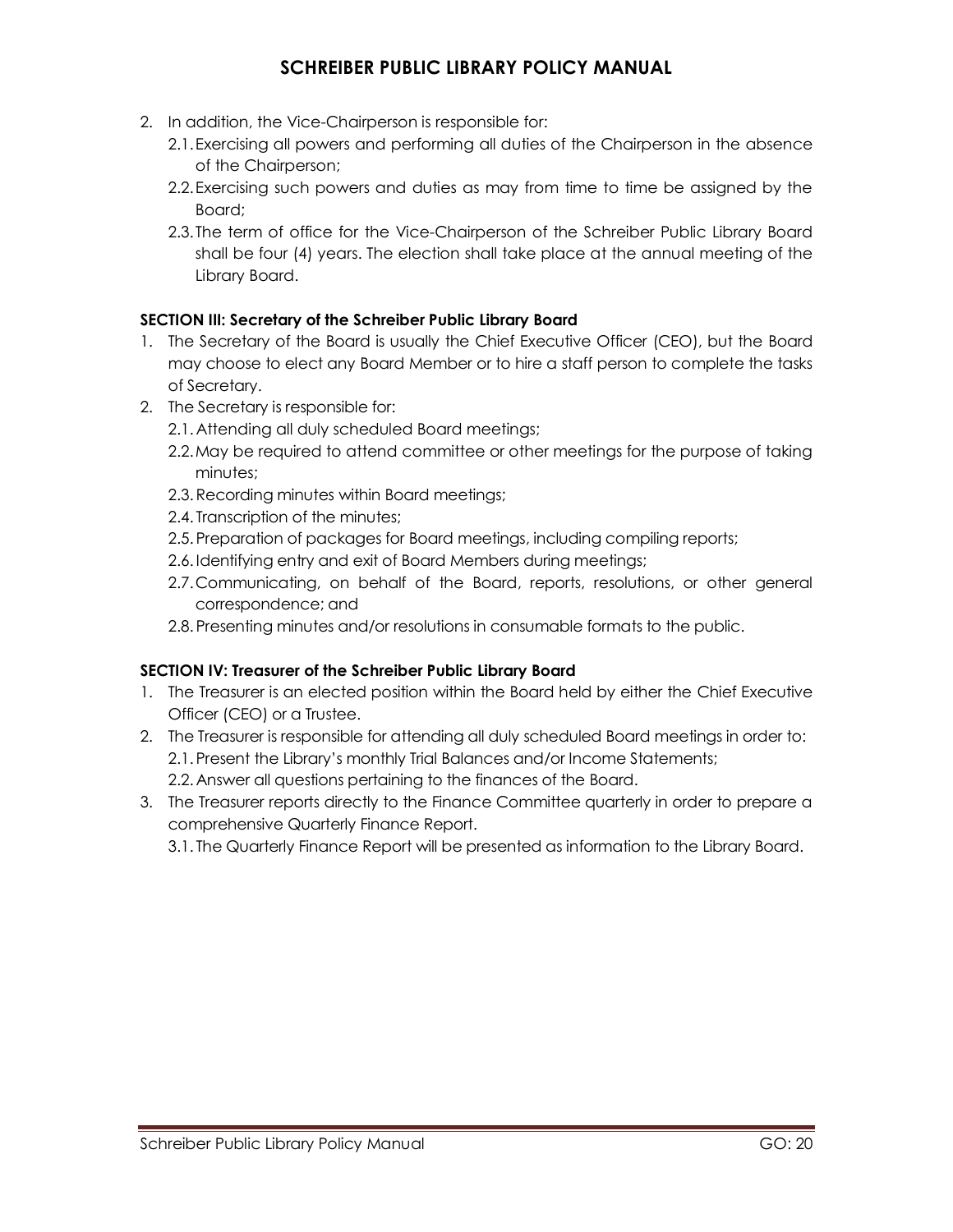2. In addition, the Vice-Chairperson is responsible for:
   2.1. Exercising all powers and performing all duties of the Chairperson in the absence of the Chairperson;
   2.2. Exercising such powers and duties as may from time to time be assigned by the Board;
   2.3. The term of office for the Vice-Chairperson of the Schreiber Public Library Board shall be four (4) years. The election shall take place at the annual meeting of the Library Board.

**SECTION III: Secretary of the Schreiber Public Library Board**

1. The Secretary of the Board is usually the Chief Executive Officer (CEO), but the Board may choose to elect any Board Member or to hire a staff person to complete the tasks of Secretary.
2. The Secretary is responsible for:
   2.1. Attending all duly scheduled Board meetings;
   2.2. May be required to attend committee or other meetings for the purpose of taking minutes;
   2.3. Recording minutes within Board meetings;
   2.4. Transcription of the minutes;
   2.5. Preparation of packages for Board meetings, including compiling reports;
   2.6. Identifying entry and exit of Board Members during meetings;
   2.7. Communicating, on behalf of the Board, reports, resolutions, or other general correspondence; and
   2.8. Presenting minutes and/or resolutions in consumable formats to the public.

**SECTION IV: Treasurer of the Schreiber Public Library Board**

1. The Treasurer is an elected position within the Board held by either the Chief Executive Officer (CEO) or a Trustee.
2. The Treasurer is responsible for attending all duly scheduled Board meetings in order to:
   2.1. Present the Library's monthly Trial Balances and/or Income Statements;
   2.2. Answer all questions pertaining to the finances of the Board.
3. The Treasurer reports directly to the Finance Committee quarterly in order to prepare a comprehensive Quarterly Finance Report.
   3.1. The Quarterly Finance Report will be presented as information to the Library Board.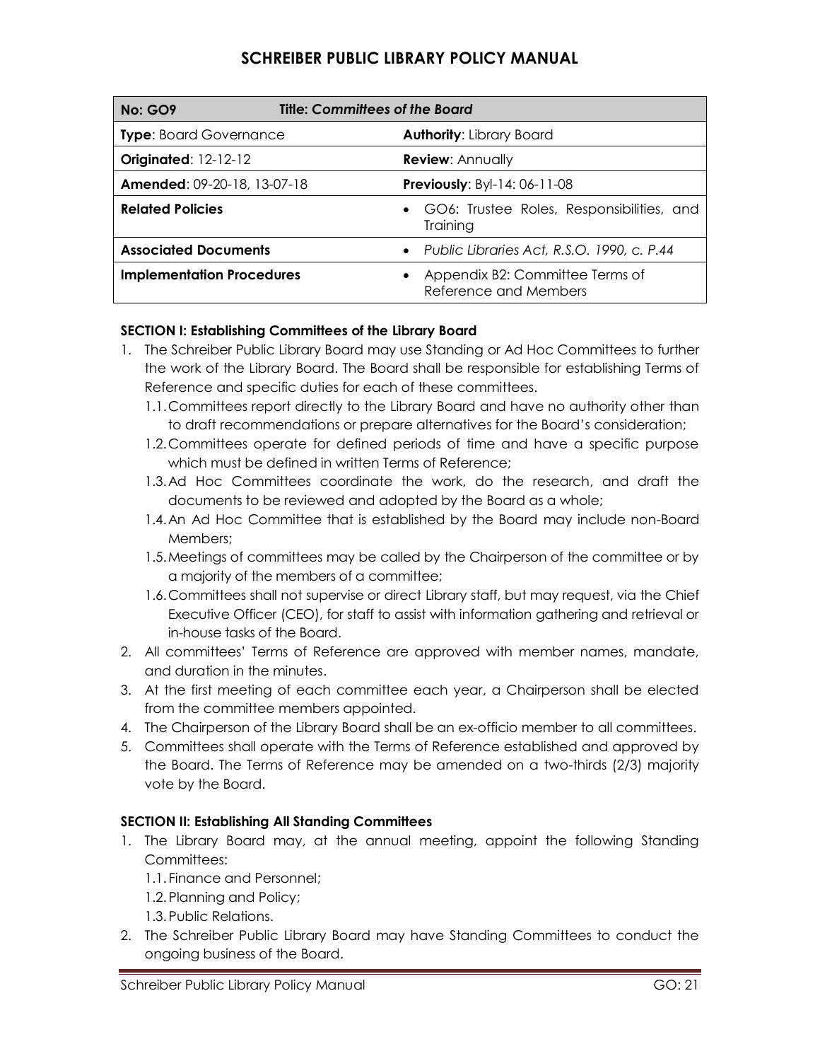| No: GO9 | Title: *Committees of the Board* |
|---|---|
| **Type**: Board Governance | **Authority**: Library Board |
| **Originated**: 12-12-12 | **Review**: Annually |
| **Amended**: 09-20-18, 13-07-18 | **Previously**: Byl-14: 06-11-08 |
| **Related Policies** | • GO6: Trustee Roles, Responsibilities, and Training |
| **Associated Documents** | • *Public Libraries Act, R.S.O. 1990, c. P.44* |
| **Implementation Procedures** | • Appendix B2: Committee Terms of Reference and Members |

**SECTION I: Establishing Committees of the Library Board**

1. The Schreiber Public Library Board may use Standing or Ad Hoc Committees to further the work of the Library Board. The Board shall be responsible for establishing Terms of Reference and specific duties for each of these committees.
   - 1.1. Committees report directly to the Library Board and have no authority other than to draft recommendations or prepare alternatives for the Board's consideration;
   - 1.2. Committees operate for defined periods of time and have a specific purpose which must be defined in written Terms of Reference;
   - 1.3. Ad Hoc Committees coordinate the work, do the research, and draft the documents to be reviewed and adopted by the Board as a whole;
   - 1.4. An Ad Hoc Committee that is established by the Board may include non-Board Members;
   - 1.5. Meetings of committees may be called by the Chairperson of the committee or by a majority of the members of a committee;
   - 1.6. Committees shall not supervise or direct Library staff, but may request, via the Chief Executive Officer (CEO), for staff to assist with information gathering and retrieval or in-house tasks of the Board.
2. All committees' Terms of Reference are approved with member names, mandate, and duration in the minutes.
3. At the first meeting of each committee each year, a Chairperson shall be elected from the committee members appointed.
4. The Chairperson of the Library Board shall be an ex-officio member to all committees.
5. Committees shall operate with the Terms of Reference established and approved by the Board. The Terms of Reference may be amended on a two-thirds (2/3) majority vote by the Board.

**SECTION II: Establishing All Standing Committees**

1. The Library Board may, at the annual meeting, appoint the following Standing Committees:
   - 1.1. Finance and Personnel;
   - 1.2. Planning and Policy;
   - 1.3. Public Relations.
2. The Schreiber Public Library Board may have Standing Committees to conduct the ongoing business of the Board.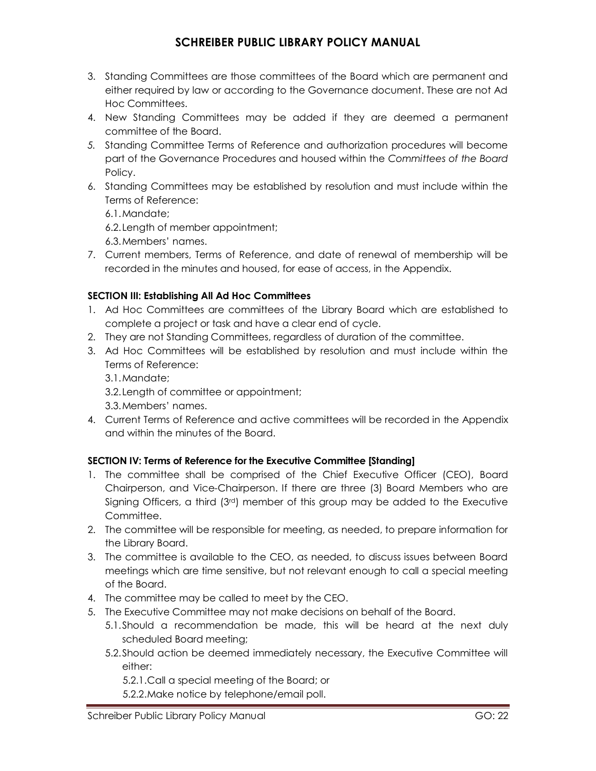3. Standing Committees are those committees of the Board which are permanent and either required by law or according to the Governance document. These are not Ad Hoc Committees.
4. New Standing Committees may be added if they are deemed a permanent committee of the Board.
5. Standing Committee Terms of Reference and authorization procedures will become part of the Governance Procedures and housed within the *Committees of the Board* Policy.
6. Standing Committees may be established by resolution and must include within the Terms of Reference:
   6.1. Mandate;
   6.2. Length of member appointment;
   6.3. Members' names.
7. Current members, Terms of Reference, and date of renewal of membership will be recorded in the minutes and housed, for ease of access, in the Appendix.

**SECTION III: Establishing All Ad Hoc Committees**

1. Ad Hoc Committees are committees of the Library Board which are established to complete a project or task and have a clear end of cycle.
2. They are not Standing Committees, regardless of duration of the committee.
3. Ad Hoc Committees will be established by resolution and must include within the Terms of Reference:
   3.1. Mandate;
   3.2. Length of committee or appointment;
   3.3. Members' names.
4. Current Terms of Reference and active committees will be recorded in the Appendix and within the minutes of the Board.

**SECTION IV: Terms of Reference for the Executive Committee [Standing]**

1. The committee shall be comprised of the Chief Executive Officer (CEO), Board Chairperson, and Vice-Chairperson. If there are three (3) Board Members who are Signing Officers, a third (3rd) member of this group may be added to the Executive Committee.
2. The committee will be responsible for meeting, as needed, to prepare information for the Library Board.
3. The committee is available to the CEO, as needed, to discuss issues between Board meetings which are time sensitive, but not relevant enough to call a special meeting of the Board.
4. The committee may be called to meet by the CEO.
5. The Executive Committee may not make decisions on behalf of the Board.
   5.1. Should a recommendation be made, this will be heard at the next duly scheduled Board meeting;
   5.2. Should action be deemed immediately necessary, the Executive Committee will either:
      5.2.1. Call a special meeting of the Board; or
      5.2.2. Make notice by telephone/email poll.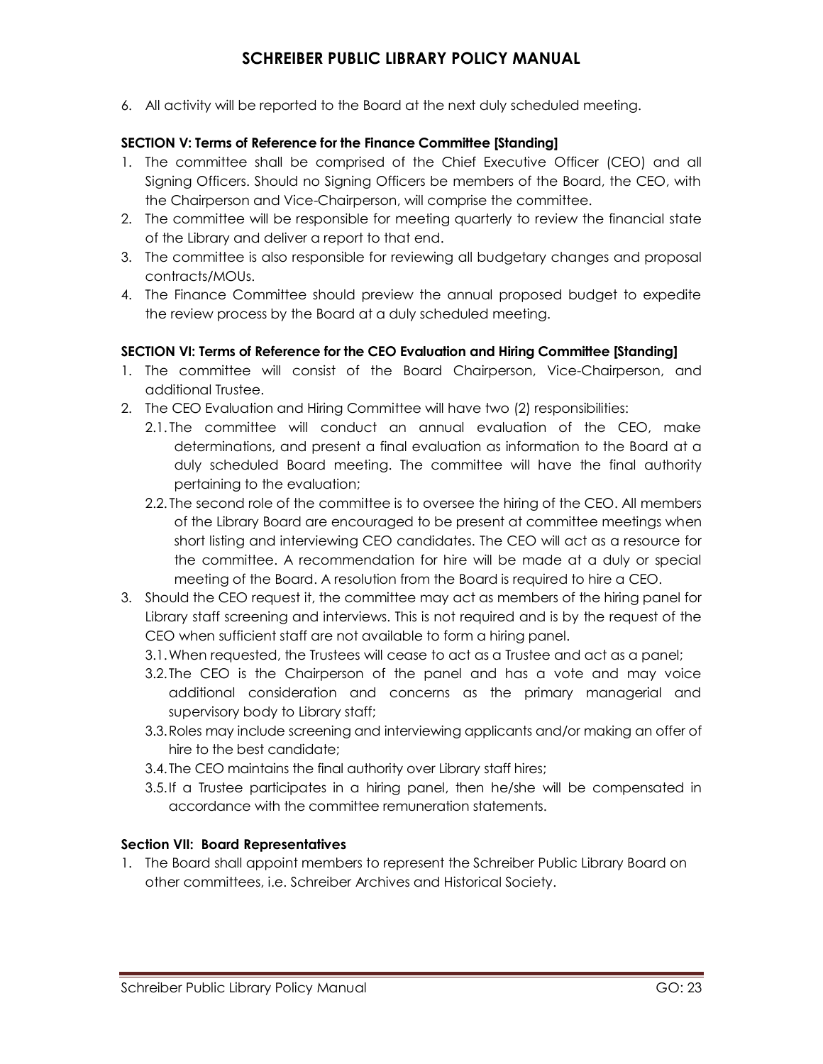6. All activity will be reported to the Board at the next duly scheduled meeting.

**SECTION V: Terms of Reference for the Finance Committee [Standing]**

1. The committee shall be comprised of the Chief Executive Officer (CEO) and all Signing Officers. Should no Signing Officers be members of the Board, the CEO, with the Chairperson and Vice-Chairperson, will comprise the committee.
2. The committee will be responsible for meeting quarterly to review the financial state of the Library and deliver a report to that end.
3. The committee is also responsible for reviewing all budgetary changes and proposal contracts/MOUs.
4. The Finance Committee should preview the annual proposed budget to expedite the review process by the Board at a duly scheduled meeting.

**SECTION VI: Terms of Reference for the CEO Evaluation and Hiring Committee [Standing]**

1. The committee will consist of the Board Chairperson, Vice-Chairperson, and additional Trustee.
2. The CEO Evaluation and Hiring Committee will have two (2) responsibilities:
   - 2.1. The committee will conduct an annual evaluation of the CEO, make determinations, and present a final evaluation as information to the Board at a duly scheduled Board meeting. The committee will have the final authority pertaining to the evaluation;
   - 2.2. The second role of the committee is to oversee the hiring of the CEO. All members of the Library Board are encouraged to be present at committee meetings when short listing and interviewing CEO candidates. The CEO will act as a resource for the committee. A recommendation for hire will be made at a duly or special meeting of the Board. A resolution from the Board is required to hire a CEO.
3. Should the CEO request it, the committee may act as members of the hiring panel for Library staff screening and interviews. This is not required and is by the request of the CEO when sufficient staff are not available to form a hiring panel.
   - 3.1. When requested, the Trustees will cease to act as a Trustee and act as a panel;
   - 3.2. The CEO is the Chairperson of the panel and has a vote and may voice additional consideration and concerns as the primary managerial and supervisory body to Library staff;
   - 3.3. Roles may include screening and interviewing applicants and/or making an offer of hire to the best candidate;
   - 3.4. The CEO maintains the final authority over Library staff hires;
   - 3.5. If a Trustee participates in a hiring panel, then he/she will be compensated in accordance with the committee remuneration statements.

**Section VII: Board Representatives**

1. The Board shall appoint members to represent the Schreiber Public Library Board on other committees, i.e. Schreiber Archives and Historical Society.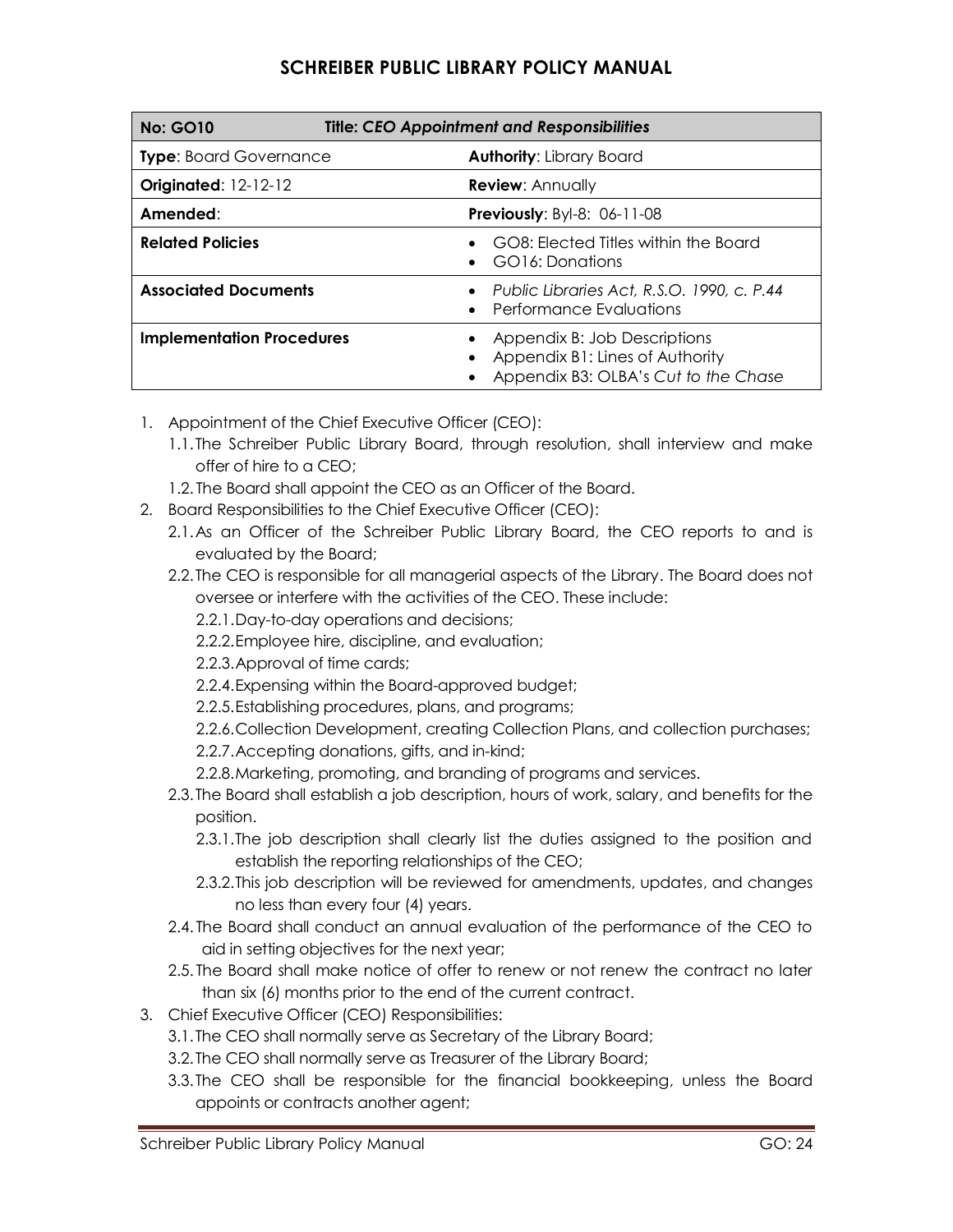| No: GO10 | Title: *CEO Appointment and Responsibilities* |
|---|---|
| **Type**: Board Governance | **Authority**: Library Board |
| **Originated**: 12-12-12 | **Review**: Annually |
| **Amended**: | **Previously**: Byl-8: 06-11-08 |
| **Related Policies** | • GO8: Elected Titles within the Board<br>• GO16: Donations |
| **Associated Documents** | • *Public Libraries Act, R.S.O. 1990, c. P.44*<br>• Performance Evaluations |
| **Implementation Procedures** | • Appendix B: Job Descriptions<br>• Appendix B1: Lines of Authority<br>• Appendix B3: OLBA's *Cut to the Chase* |

1. Appointment of the Chief Executive Officer (CEO):
   1.1. The Schreiber Public Library Board, through resolution, shall interview and make offer of hire to a CEO;
   1.2. The Board shall appoint the CEO as an Officer of the Board.
2. Board Responsibilities to the Chief Executive Officer (CEO):
   2.1. As an Officer of the Schreiber Public Library Board, the CEO reports to and is evaluated by the Board;
   2.2. The CEO is responsible for all managerial aspects of the Library. The Board does not oversee or interfere with the activities of the CEO. These include:
      2.2.1. Day-to-day operations and decisions;
      2.2.2. Employee hire, discipline, and evaluation;
      2.2.3. Approval of time cards;
      2.2.4. Expensing within the Board-approved budget;
      2.2.5. Establishing procedures, plans, and programs;
      2.2.6. Collection Development, creating Collection Plans, and collection purchases;
      2.2.7. Accepting donations, gifts, and in-kind;
      2.2.8. Marketing, promoting, and branding of programs and services.
   2.3. The Board shall establish a job description, hours of work, salary, and benefits for the position.
      2.3.1. The job description shall clearly list the duties assigned to the position and establish the reporting relationships of the CEO;
      2.3.2. This job description will be reviewed for amendments, updates, and changes no less than every four (4) years.
   2.4. The Board shall conduct an annual evaluation of the performance of the CEO to aid in setting objectives for the next year;
   2.5. The Board shall make notice of offer to renew or not renew the contract no later than six (6) months prior to the end of the current contract.
3. Chief Executive Officer (CEO) Responsibilities:
   3.1. The CEO shall normally serve as Secretary of the Library Board;
   3.2. The CEO shall normally serve as Treasurer of the Library Board;
   3.3. The CEO shall be responsible for the financial bookkeeping, unless the Board appoints or contracts another agent;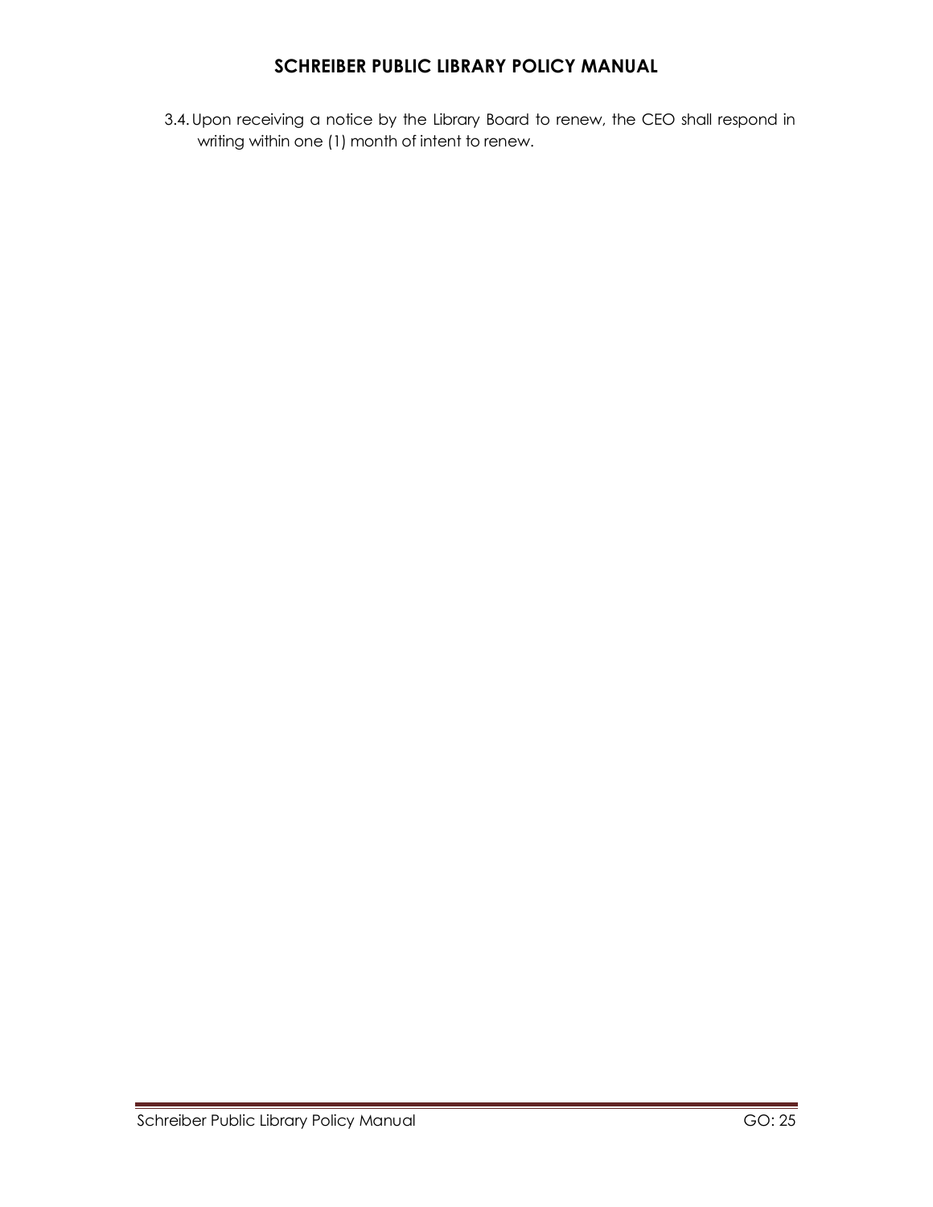3.4. Upon receiving a notice by the Library Board to renew, the CEO shall respond in writing within one (1) month of intent to renew.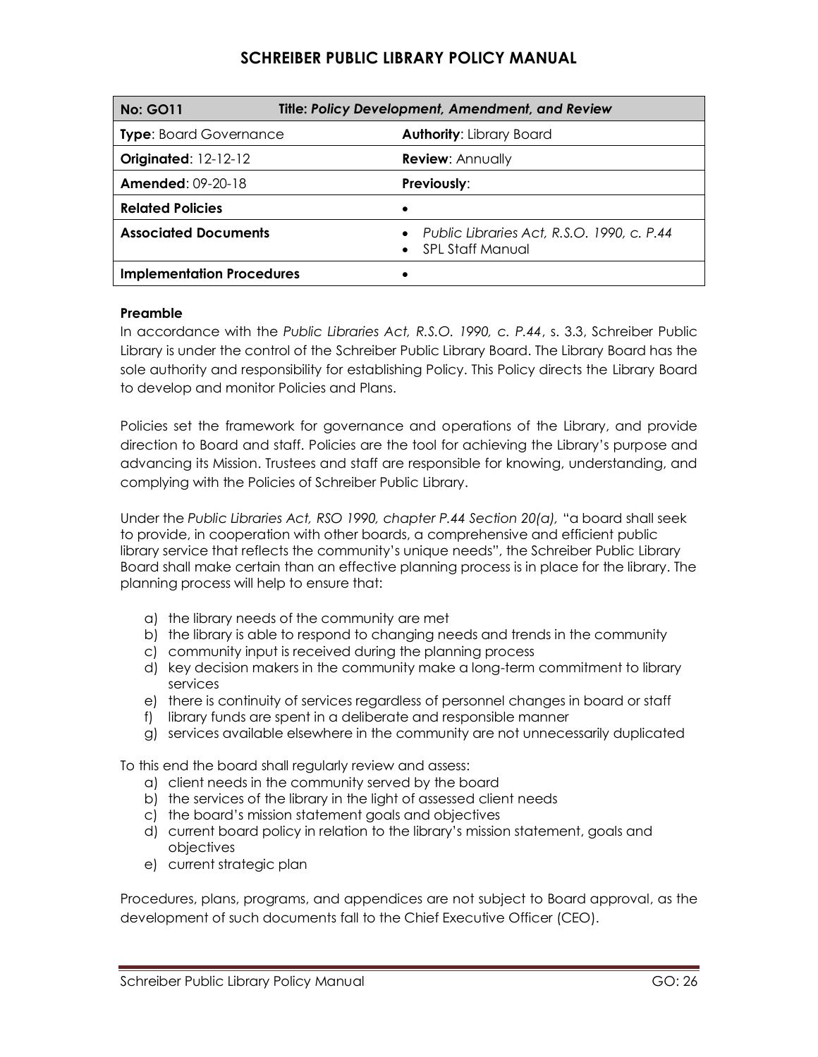# SCHREIBER PUBLIC LIBRARY POLICY MANUAL

| **No: GO11** | **Title: *Policy Development, Amendment, and Review*** |
|---|---|
| **Type**: Board Governance | **Authority**: Library Board |
| **Originated**: 12-12-12 | **Review**: Annually |
| **Amended**: 09-20-18 | **Previously**: |
| **Related Policies** | • |
| **Associated Documents** | • *Public Libraries Act, R.S.O. 1990, c. P.44*<br>• SPL Staff Manual |
| **Implementation Procedures** | • |

**Preamble**

In accordance with the *Public Libraries Act, R.S.O. 1990, c. P.44*, s. 3.3, Schreiber Public Library is under the control of the Schreiber Public Library Board. The Library Board has the sole authority and responsibility for establishing Policy. This Policy directs the Library Board to develop and monitor Policies and Plans.

Policies set the framework for governance and operations of the Library, and provide direction to Board and staff. Policies are the tool for achieving the Library's purpose and advancing its Mission. Trustees and staff are responsible for knowing, understanding, and complying with the Policies of Schreiber Public Library.

Under the *Public Libraries Act, RSO 1990, chapter P.44 Section 20(a),* "a board shall seek to provide, in cooperation with other boards, a comprehensive and efficient public library service that reflects the community's unique needs", the Schreiber Public Library Board shall make certain than an effective planning process is in place for the library. The planning process will help to ensure that:

a) the library needs of the community are met
b) the library is able to respond to changing needs and trends in the community
c) community input is received during the planning process
d) key decision makers in the community make a long-term commitment to library services
e) there is continuity of services regardless of personnel changes in board or staff
f) library funds are spent in a deliberate and responsible manner
g) services available elsewhere in the community are not unnecessarily duplicated

To this end the board shall regularly review and assess:

a) client needs in the community served by the board
b) the services of the library in the light of assessed client needs
c) the board's mission statement goals and objectives
d) current board policy in relation to the library's mission statement, goals and objectives
e) current strategic plan

Procedures, plans, programs, and appendices are not subject to Board approval, as the development of such documents fall to the Chief Executive Officer (CEO).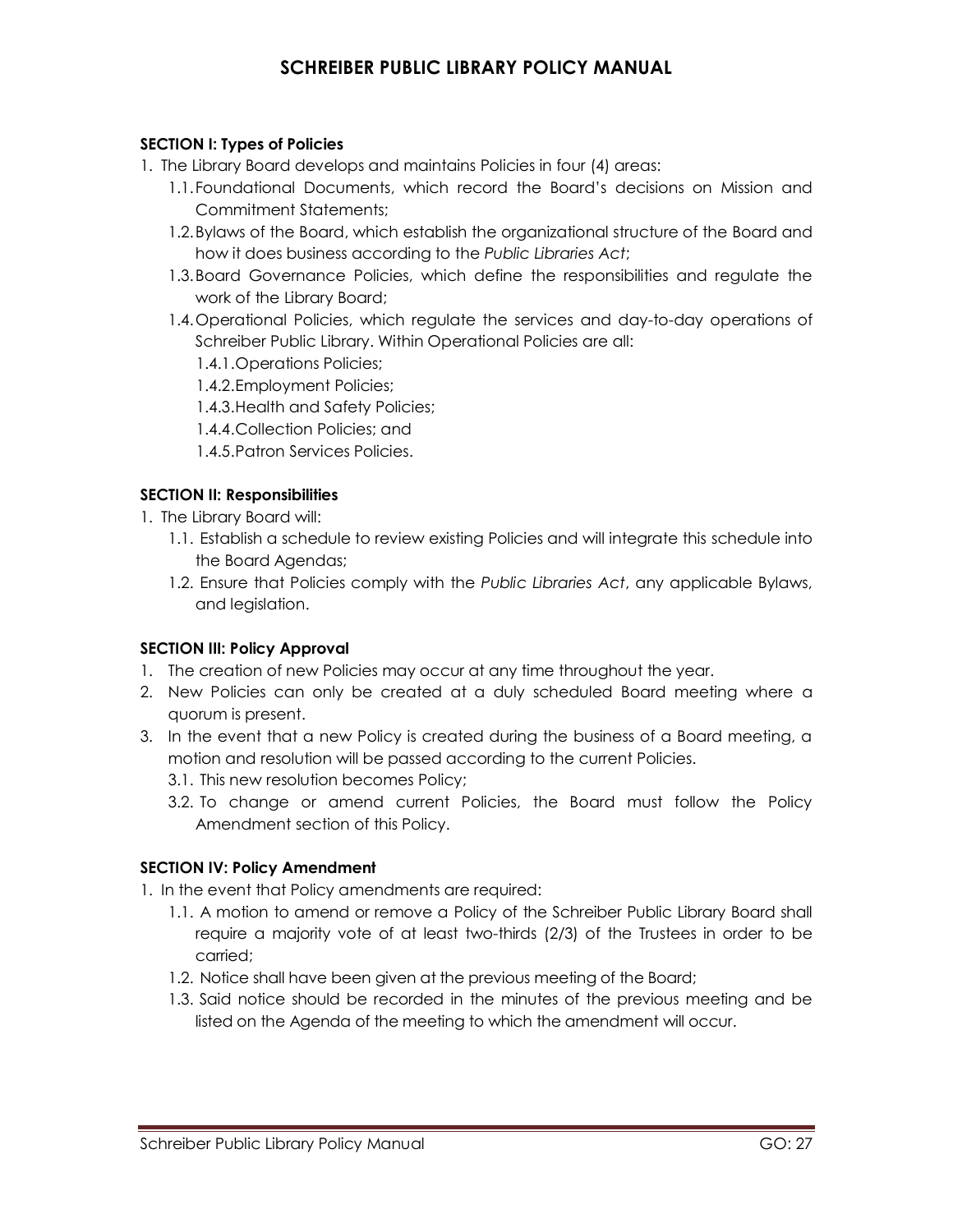**SECTION I: Types of Policies**

1. The Library Board develops and maintains Policies in four (4) areas:
    1.1. Foundational Documents, which record the Board's decisions on Mission and Commitment Statements;
    1.2. Bylaws of the Board, which establish the organizational structure of the Board and how it does business according to the *Public Libraries Act*;
    1.3. Board Governance Policies, which define the responsibilities and regulate the work of the Library Board;
    1.4. Operational Policies, which regulate the services and day-to-day operations of Schreiber Public Library. Within Operational Policies are all:
        1.4.1. Operations Policies;
        1.4.2. Employment Policies;
        1.4.3. Health and Safety Policies;
        1.4.4. Collection Policies; and
        1.4.5. Patron Services Policies.

**SECTION II: Responsibilities**

1. The Library Board will:
    1.1. Establish a schedule to review existing Policies and will integrate this schedule into the Board Agendas;
    1.2. Ensure that Policies comply with the *Public Libraries Act*, any applicable Bylaws, and legislation.

**SECTION III: Policy Approval**

1. The creation of new Policies may occur at any time throughout the year.
2. New Policies can only be created at a duly scheduled Board meeting where a quorum is present.
3. In the event that a new Policy is created during the business of a Board meeting, a motion and resolution will be passed according to the current Policies.
    3.1. This new resolution becomes Policy;
    3.2. To change or amend current Policies, the Board must follow the Policy Amendment section of this Policy.

**SECTION IV: Policy Amendment**

1. In the event that Policy amendments are required:
    1.1. A motion to amend or remove a Policy of the Schreiber Public Library Board shall require a majority vote of at least two-thirds (2/3) of the Trustees in order to be carried;
    1.2. Notice shall have been given at the previous meeting of the Board;
    1.3. Said notice should be recorded in the minutes of the previous meeting and be listed on the Agenda of the meeting to which the amendment will occur.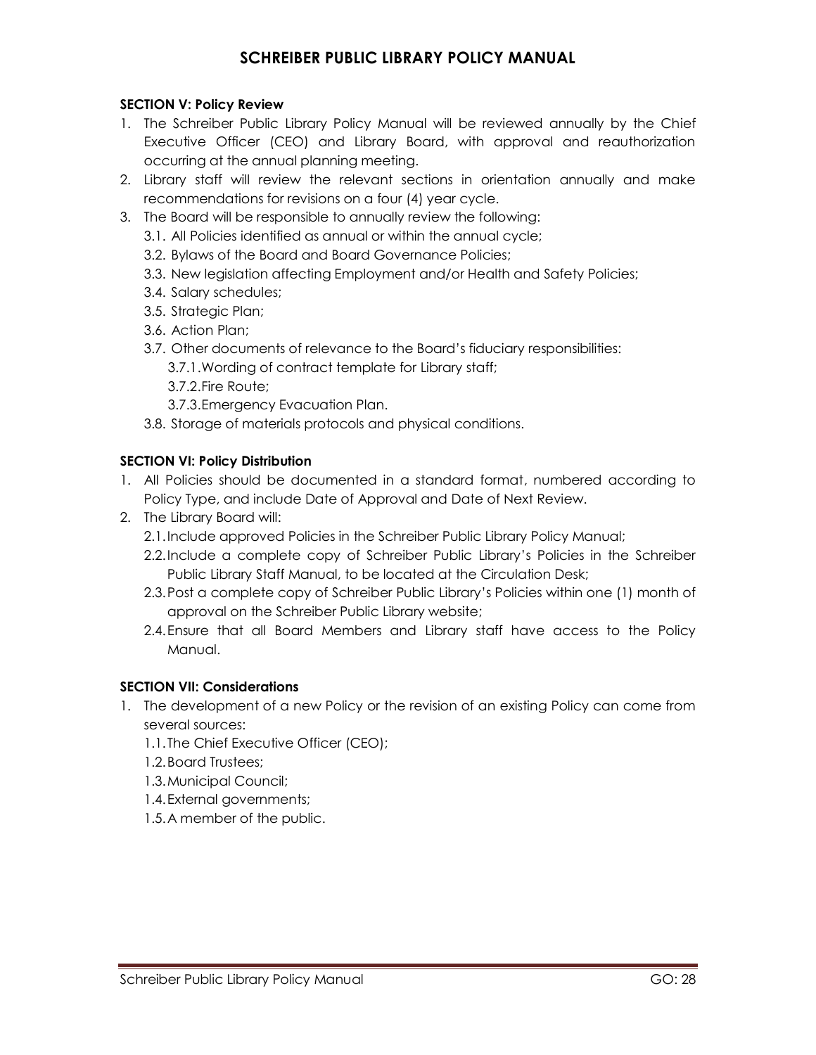**SECTION V: Policy Review**

1. The Schreiber Public Library Policy Manual will be reviewed annually by the Chief Executive Officer (CEO) and Library Board, with approval and reauthorization occurring at the annual planning meeting.
2. Library staff will review the relevant sections in orientation annually and make recommendations for revisions on a four (4) year cycle.
3. The Board will be responsible to annually review the following:
   - 3.1. All Policies identified as annual or within the annual cycle;
   - 3.2. Bylaws of the Board and Board Governance Policies;
   - 3.3. New legislation affecting Employment and/or Health and Safety Policies;
   - 3.4. Salary schedules;
   - 3.5. Strategic Plan;
   - 3.6. Action Plan;
   - 3.7. Other documents of relevance to the Board's fiduciary responsibilities:
     - 3.7.1. Wording of contract template for Library staff;
     - 3.7.2. Fire Route;
     - 3.7.3. Emergency Evacuation Plan.
   - 3.8. Storage of materials protocols and physical conditions.

**SECTION VI: Policy Distribution**

1. All Policies should be documented in a standard format, numbered according to Policy Type, and include Date of Approval and Date of Next Review.
2. The Library Board will:
   - 2.1. Include approved Policies in the Schreiber Public Library Policy Manual;
   - 2.2. Include a complete copy of Schreiber Public Library's Policies in the Schreiber Public Library Staff Manual, to be located at the Circulation Desk;
   - 2.3. Post a complete copy of Schreiber Public Library's Policies within one (1) month of approval on the Schreiber Public Library website;
   - 2.4. Ensure that all Board Members and Library staff have access to the Policy Manual.

**SECTION VII: Considerations**

1. The development of a new Policy or the revision of an existing Policy can come from several sources:
   - 1.1. The Chief Executive Officer (CEO);
   - 1.2. Board Trustees;
   - 1.3. Municipal Council;
   - 1.4. External governments;
   - 1.5. A member of the public.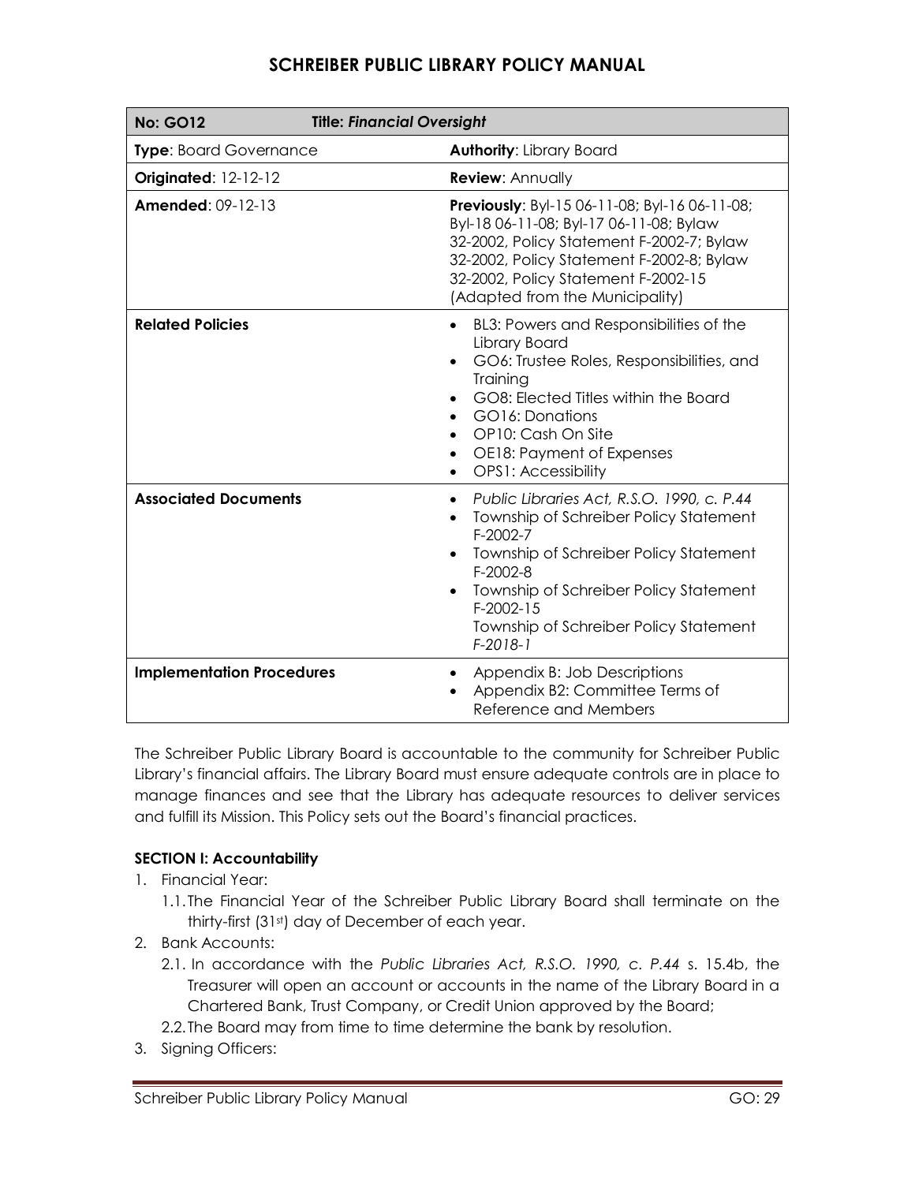# SCHREIBER PUBLIC LIBRARY POLICY MANUAL

| **No: GO12** | **Title: *Financial Oversight*** |
|---|---|
| **Type**: Board Governance | **Authority**: Library Board |
| **Originated**: 12-12-12 | **Review**: Annually |
| **Amended**: 09-12-13 | **Previously**: Byl-15 06-11-08; Byl-16 06-11-08; Byl-18 06-11-08; Byl-17 06-11-08; Bylaw 32-2002, Policy Statement F-2002-7; Bylaw 32-2002, Policy Statement F-2002-8; Bylaw 32-2002, Policy Statement F-2002-15 (Adapted from the Municipality) |
| **Related Policies** | • BL3: Powers and Responsibilities of the Library Board<br>• GO6: Trustee Roles, Responsibilities, and Training<br>• GO8: Elected Titles within the Board<br>• GO16: Donations<br>• OP10: Cash On Site<br>• OE18: Payment of Expenses<br>• OPS1: Accessibility |
| **Associated Documents** | • *Public Libraries Act, R.S.O. 1990, c. P.44*<br>• Township of Schreiber Policy Statement F-2002-7<br>• Township of Schreiber Policy Statement F-2002-8<br>• Township of Schreiber Policy Statement F-2002-15<br>Township of Schreiber Policy Statement *F-2018-1* |
| **Implementation Procedures** | • Appendix B: Job Descriptions<br>• Appendix B2: Committee Terms of Reference and Members |

The Schreiber Public Library Board is accountable to the community for Schreiber Public Library's financial affairs. The Library Board must ensure adequate controls are in place to manage finances and see that the Library has adequate resources to deliver services and fulfill its Mission. This Policy sets out the Board's financial practices.

**SECTION I: Accountability**

1. Financial Year:
   1.1. The Financial Year of the Schreiber Public Library Board shall terminate on the thirty-first (31st) day of December of each year.
2. Bank Accounts:
   2.1. In accordance with the *Public Libraries Act, R.S.O. 1990, c. P.44* s. 15.4b, the Treasurer will open an account or accounts in the name of the Library Board in a Chartered Bank, Trust Company, or Credit Union approved by the Board;
   2.2. The Board may from time to time determine the bank by resolution.
3. Signing Officers: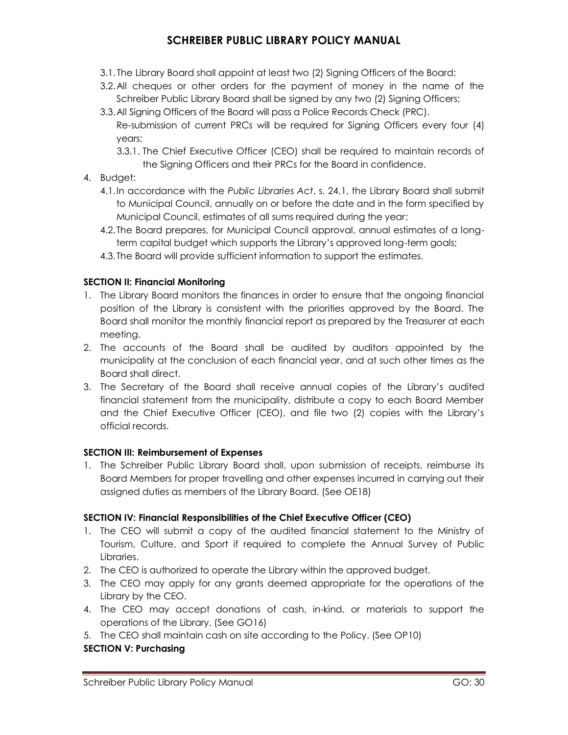3.1. The Library Board shall appoint at least two (2) Signing Officers of the Board;

3.2. All cheques or other orders for the payment of money in the name of the Schreiber Public Library Board shall be signed by any two (2) Signing Officers;

3.3. All Signing Officers of the Board will pass a Police Records Check (PRC). Re-submission of current PRCs will be required for Signing Officers every four (4) years;

3.3.1. The Chief Executive Officer (CEO) shall be required to maintain records of the Signing Officers and their PRCs for the Board in confidence.

4. Budget:

4.1. In accordance with the *Public Libraries Act*, s. 24.1, the Library Board shall submit to Municipal Council, annually on or before the date and in the form specified by Municipal Council, estimates of all sums required during the year;

4.2. The Board prepares, for Municipal Council approval, annual estimates of a long-term capital budget which supports the Library's approved long-term goals;

4.3. The Board will provide sufficient information to support the estimates.

**SECTION II: Financial Monitoring**

1. The Library Board monitors the finances in order to ensure that the ongoing financial position of the Library is consistent with the priorities approved by the Board. The Board shall monitor the monthly financial report as prepared by the Treasurer at each meeting.
2. The accounts of the Board shall be audited by auditors appointed by the municipality at the conclusion of each financial year, and at such other times as the Board shall direct.
3. The Secretary of the Board shall receive annual copies of the Library's audited financial statement from the municipality, distribute a copy to each Board Member and the Chief Executive Officer (CEO), and file two (2) copies with the Library's official records.

**SECTION III: Reimbursement of Expenses**

1. The Schreiber Public Library Board shall, upon submission of receipts, reimburse its Board Members for proper travelling and other expenses incurred in carrying out their assigned duties as members of the Library Board. (See OE18)

**SECTION IV: Financial Responsibilities of the Chief Executive Officer (CEO)**

1. The CEO will submit a copy of the audited financial statement to the Ministry of Tourism, Culture, and Sport if required to complete the Annual Survey of Public Libraries.
2. The CEO is authorized to operate the Library within the approved budget.
3. The CEO may apply for any grants deemed appropriate for the operations of the Library by the CEO.
4. The CEO may accept donations of cash, in-kind, or materials to support the operations of the Library. (See GO16)
5. The CEO shall maintain cash on site according to the Policy. (See OP10)

**SECTION V: Purchasing**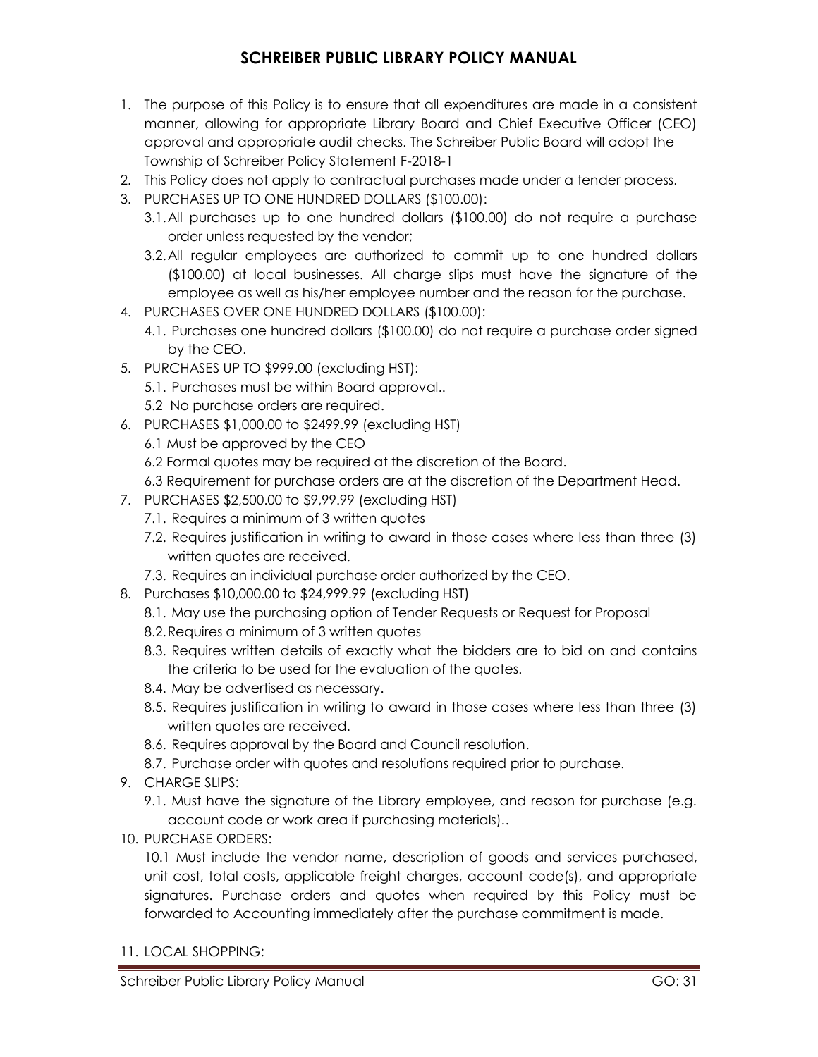1. The purpose of this Policy is to ensure that all expenditures are made in a consistent manner, allowing for appropriate Library Board and Chief Executive Officer (CEO) approval and appropriate audit checks. The Schreiber Public Board will adopt the Township of Schreiber Policy Statement F-2018-1
2. This Policy does not apply to contractual purchases made under a tender process.
3. PURCHASES UP TO ONE HUNDRED DOLLARS ($100.00):
   - 3.1. All purchases up to one hundred dollars ($100.00) do not require a purchase order unless requested by the vendor;
   - 3.2. All regular employees are authorized to commit up to one hundred dollars ($100.00) at local businesses. All charge slips must have the signature of the employee as well as his/her employee number and the reason for the purchase.
4. PURCHASES OVER ONE HUNDRED DOLLARS ($100.00):
   - 4.1. Purchases one hundred dollars ($100.00) do not require a purchase order signed by the CEO.
5. PURCHASES UP TO $999.00 (excluding HST):
   - 5.1. Purchases must be within Board approval..
   - 5.2 No purchase orders are required.
6. PURCHASES $1,000.00 to $2499.99 (excluding HST)
   - 6.1 Must be approved by the CEO
   - 6.2 Formal quotes may be required at the discretion of the Board.
   - 6.3 Requirement for purchase orders are at the discretion of the Department Head.
7. PURCHASES $2,500.00 to $9,99.99 (excluding HST)
   - 7.1. Requires a minimum of 3 written quotes
   - 7.2. Requires justification in writing to award in those cases where less than three (3) written quotes are received.
   - 7.3. Requires an individual purchase order authorized by the CEO.
8. Purchases $10,000.00 to $24,999.99 (excluding HST)
   - 8.1. May use the purchasing option of Tender Requests or Request for Proposal
   - 8.2. Requires a minimum of 3 written quotes
   - 8.3. Requires written details of exactly what the bidders are to bid on and contains the criteria to be used for the evaluation of the quotes.
   - 8.4. May be advertised as necessary.
   - 8.5. Requires justification in writing to award in those cases where less than three (3) written quotes are received.
   - 8.6. Requires approval by the Board and Council resolution.
   - 8.7. Purchase order with quotes and resolutions required prior to purchase.
9. CHARGE SLIPS:
   - 9.1. Must have the signature of the Library employee, and reason for purchase (e.g. account code or work area if purchasing materials)..
10. PURCHASE ORDERS:

    10.1 Must include the vendor name, description of goods and services purchased, unit cost, total costs, applicable freight charges, account code(s), and appropriate signatures. Purchase orders and quotes when required by this Policy must be forwarded to Accounting immediately after the purchase commitment is made.

11. LOCAL SHOPPING: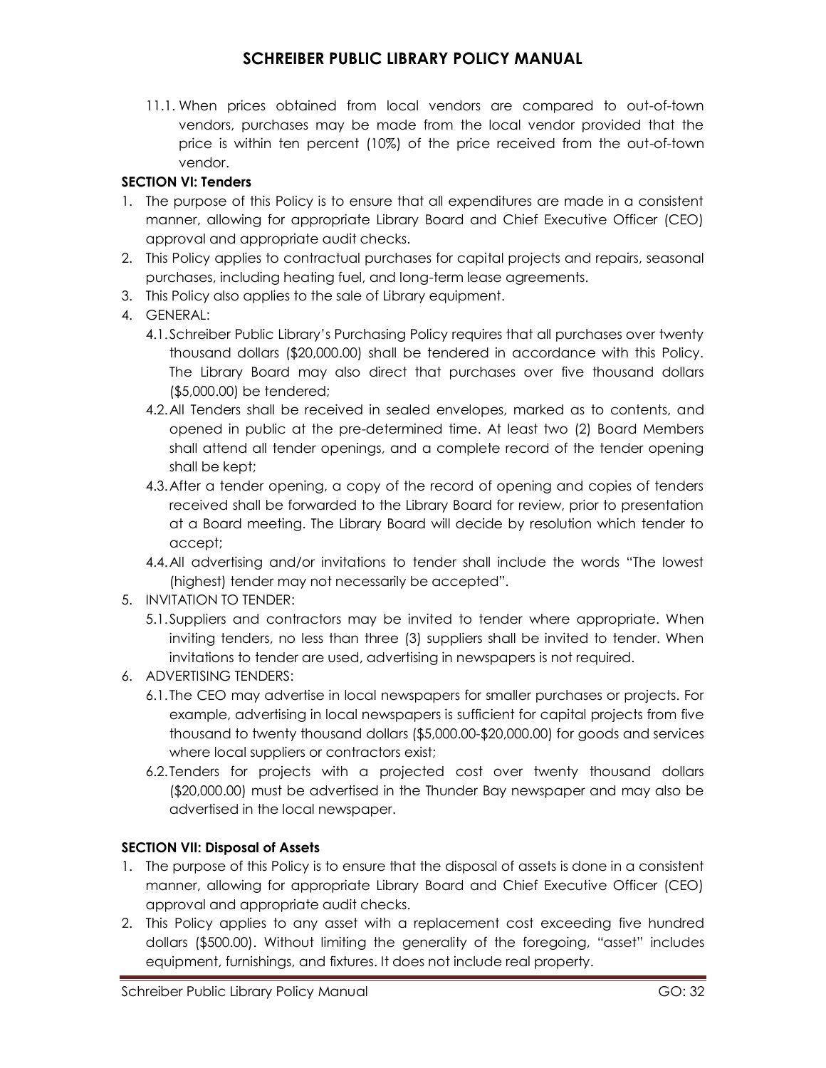11.1. When prices obtained from local vendors are compared to out-of-town vendors, purchases may be made from the local vendor provided that the price is within ten percent (10%) of the price received from the out-of-town vendor.

**SECTION VI: Tenders**

1. The purpose of this Policy is to ensure that all expenditures are made in a consistent manner, allowing for appropriate Library Board and Chief Executive Officer (CEO) approval and appropriate audit checks.
2. This Policy applies to contractual purchases for capital projects and repairs, seasonal purchases, including heating fuel, and long-term lease agreements.
3. This Policy also applies to the sale of Library equipment.
4. GENERAL:
   - 4.1. Schreiber Public Library's Purchasing Policy requires that all purchases over twenty thousand dollars ($20,000.00) shall be tendered in accordance with this Policy. The Library Board may also direct that purchases over five thousand dollars ($5,000.00) be tendered;
   - 4.2. All Tenders shall be received in sealed envelopes, marked as to contents, and opened in public at the pre-determined time. At least two (2) Board Members shall attend all tender openings, and a complete record of the tender opening shall be kept;
   - 4.3. After a tender opening, a copy of the record of opening and copies of tenders received shall be forwarded to the Library Board for review, prior to presentation at a Board meeting. The Library Board will decide by resolution which tender to accept;
   - 4.4. All advertising and/or invitations to tender shall include the words "The lowest (highest) tender may not necessarily be accepted".
5. INVITATION TO TENDER:
   - 5.1. Suppliers and contractors may be invited to tender where appropriate. When inviting tenders, no less than three (3) suppliers shall be invited to tender. When invitations to tender are used, advertising in newspapers is not required.
6. ADVERTISING TENDERS:
   - 6.1. The CEO may advertise in local newspapers for smaller purchases or projects. For example, advertising in local newspapers is sufficient for capital projects from five thousand to twenty thousand dollars ($5,000.00-$20,000.00) for goods and services where local suppliers or contractors exist;
   - 6.2. Tenders for projects with a projected cost over twenty thousand dollars ($20,000.00) must be advertised in the Thunder Bay newspaper and may also be advertised in the local newspaper.

**SECTION VII: Disposal of Assets**

1. The purpose of this Policy is to ensure that the disposal of assets is done in a consistent manner, allowing for appropriate Library Board and Chief Executive Officer (CEO) approval and appropriate audit checks.
2. This Policy applies to any asset with a replacement cost exceeding five hundred dollars ($500.00). Without limiting the generality of the foregoing, "asset" includes equipment, furnishings, and fixtures. It does not include real property.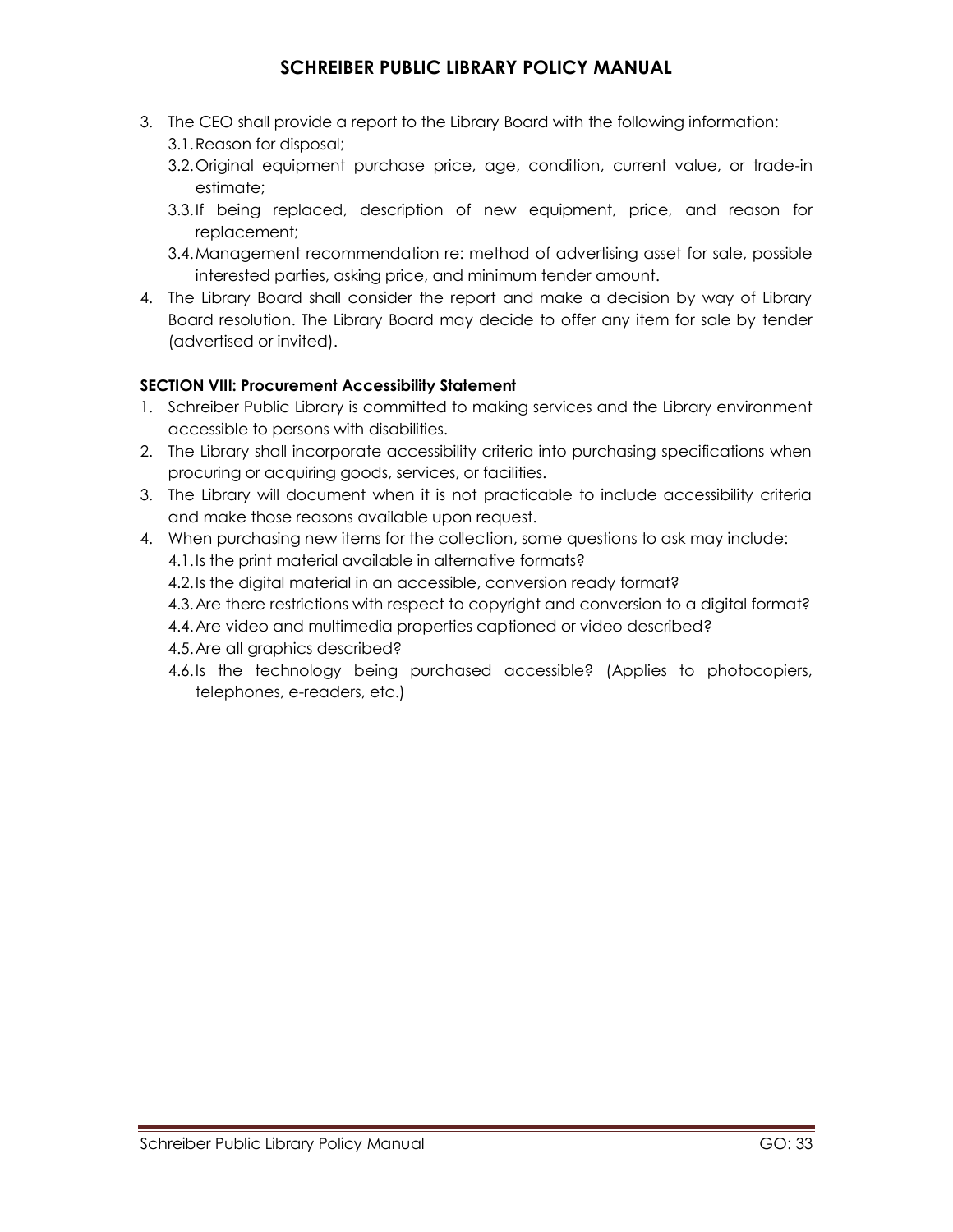3. The CEO shall provide a report to the Library Board with the following information:
   3.1. Reason for disposal;
   3.2. Original equipment purchase price, age, condition, current value, or trade-in estimate;
   3.3. If being replaced, description of new equipment, price, and reason for replacement;
   3.4. Management recommendation re: method of advertising asset for sale, possible interested parties, asking price, and minimum tender amount.
4. The Library Board shall consider the report and make a decision by way of Library Board resolution. The Library Board may decide to offer any item for sale by tender (advertised or invited).

**SECTION VIII: Procurement Accessibility Statement**

1. Schreiber Public Library is committed to making services and the Library environment accessible to persons with disabilities.
2. The Library shall incorporate accessibility criteria into purchasing specifications when procuring or acquiring goods, services, or facilities.
3. The Library will document when it is not practicable to include accessibility criteria and make those reasons available upon request.
4. When purchasing new items for the collection, some questions to ask may include:
   4.1. Is the print material available in alternative formats?
   4.2. Is the digital material in an accessible, conversion ready format?
   4.3. Are there restrictions with respect to copyright and conversion to a digital format?
   4.4. Are video and multimedia properties captioned or video described?
   4.5. Are all graphics described?
   4.6. Is the technology being purchased accessible? (Applies to photocopiers, telephones, e-readers, etc.)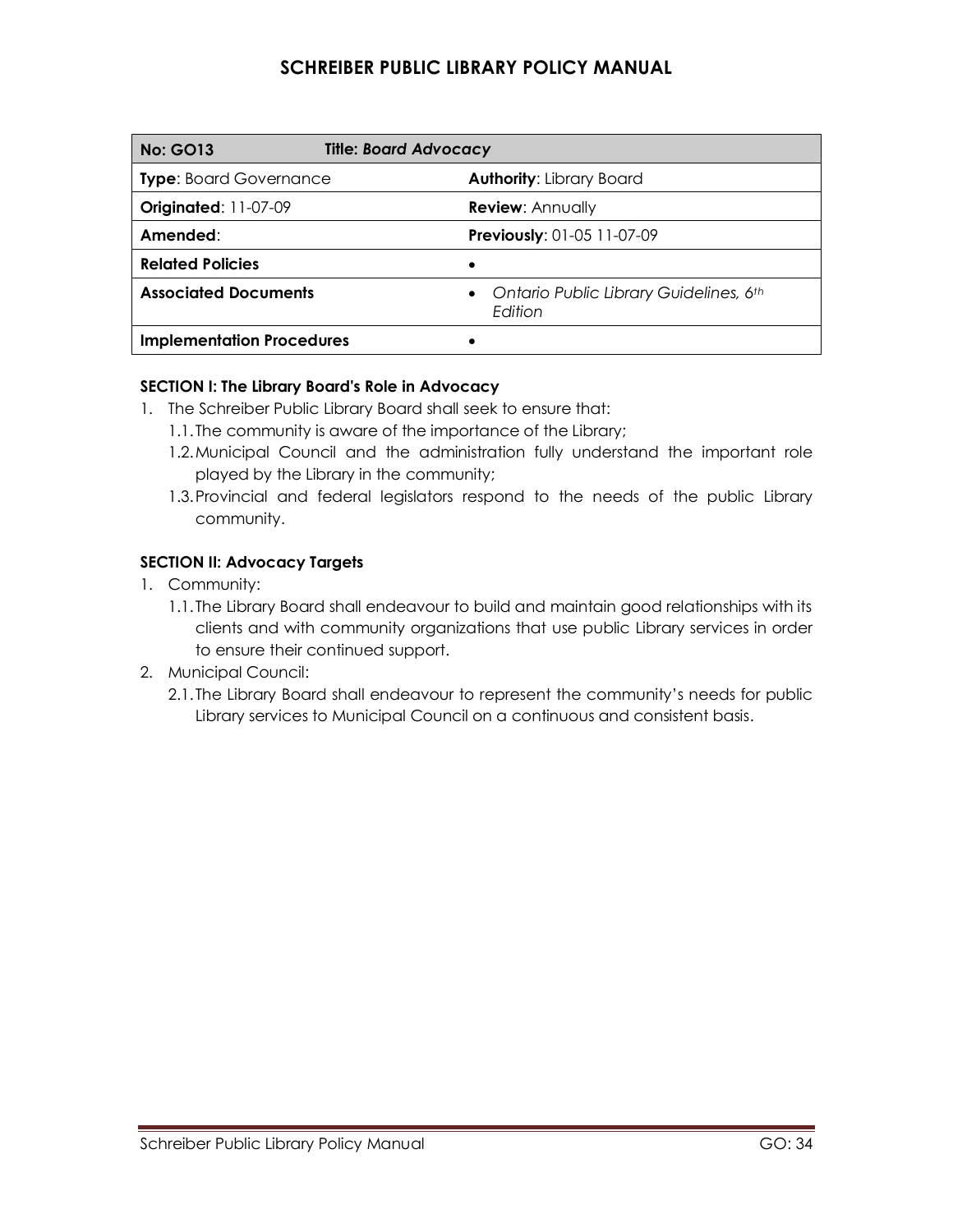# SCHREIBER PUBLIC LIBRARY POLICY MANUAL

| **No: GO13** | **Title: *Board Advocacy*** |
|---|---|
| **Type**: Board Governance | **Authority**: Library Board |
| **Originated**: 11-07-09 | **Review**: Annually |
| **Amended**: | **Previously**: 01-05 11-07-09 |
| **Related Policies** | • |
| **Associated Documents** | • *Ontario Public Library Guidelines, 6th Edition* |
| **Implementation Procedures** | • |

**SECTION I: The Library Board's Role in Advocacy**

1. The Schreiber Public Library Board shall seek to ensure that:
   1.1. The community is aware of the importance of the Library;
   1.2. Municipal Council and the administration fully understand the important role played by the Library in the community;
   1.3. Provincial and federal legislators respond to the needs of the public Library community.

**SECTION II: Advocacy Targets**

1. Community:
   1.1. The Library Board shall endeavour to build and maintain good relationships with its clients and with community organizations that use public Library services in order to ensure their continued support.
2. Municipal Council:
   2.1. The Library Board shall endeavour to represent the community's needs for public Library services to Municipal Council on a continuous and consistent basis.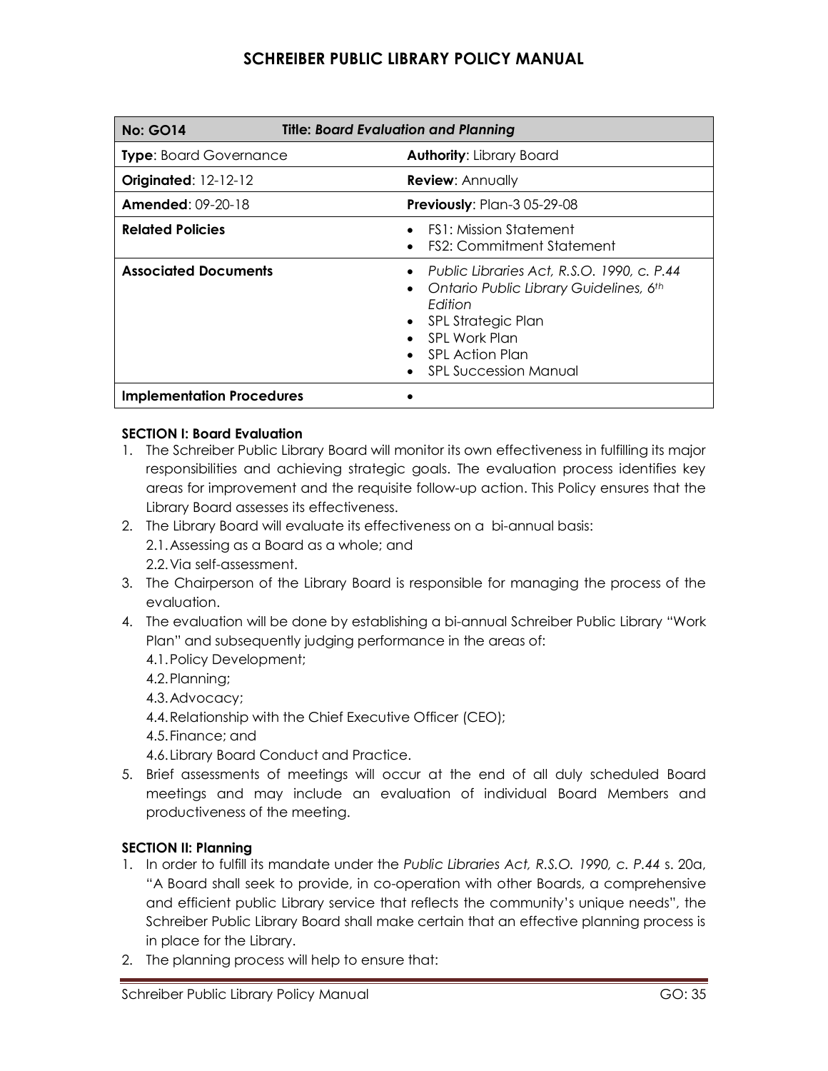# SCHREIBER PUBLIC LIBRARY POLICY MANUAL

| **No: GO14** | **Title: *Board Evaluation and Planning*** |
|---|---|
| **Type**: Board Governance | **Authority**: Library Board |
| **Originated**: 12-12-12 | **Review**: Annually |
| **Amended**: 09-20-18 | **Previously**: Plan-3 05-29-08 |
| **Related Policies** | • FS1: Mission Statement<br>• FS2: Commitment Statement |
| **Associated Documents** | • *Public Libraries Act, R.S.O. 1990, c. P.44*<br>• *Ontario Public Library Guidelines, 6th Edition*<br>• SPL Strategic Plan<br>• SPL Work Plan<br>• SPL Action Plan<br>• SPL Succession Manual |
| **Implementation Procedures** | • |

**SECTION I: Board Evaluation**

1. The Schreiber Public Library Board will monitor its own effectiveness in fulfilling its major responsibilities and achieving strategic goals. The evaluation process identifies key areas for improvement and the requisite follow-up action. This Policy ensures that the Library Board assesses its effectiveness.
2. The Library Board will evaluate its effectiveness on a bi-annual basis:
   2.1. Assessing as a Board as a whole; and
   2.2. Via self-assessment.
3. The Chairperson of the Library Board is responsible for managing the process of the evaluation.
4. The evaluation will be done by establishing a bi-annual Schreiber Public Library "Work Plan" and subsequently judging performance in the areas of:
   4.1. Policy Development;
   4.2. Planning;
   4.3. Advocacy;
   4.4. Relationship with the Chief Executive Officer (CEO);
   4.5. Finance; and
   4.6. Library Board Conduct and Practice.
5. Brief assessments of meetings will occur at the end of all duly scheduled Board meetings and may include an evaluation of individual Board Members and productiveness of the meeting.

**SECTION II: Planning**

1. In order to fulfill its mandate under the *Public Libraries Act, R.S.O. 1990, c. P.44* s. 20a, "A Board shall seek to provide, in co-operation with other Boards, a comprehensive and efficient public Library service that reflects the community's unique needs", the Schreiber Public Library Board shall make certain that an effective planning process is in place for the Library.
2. The planning process will help to ensure that: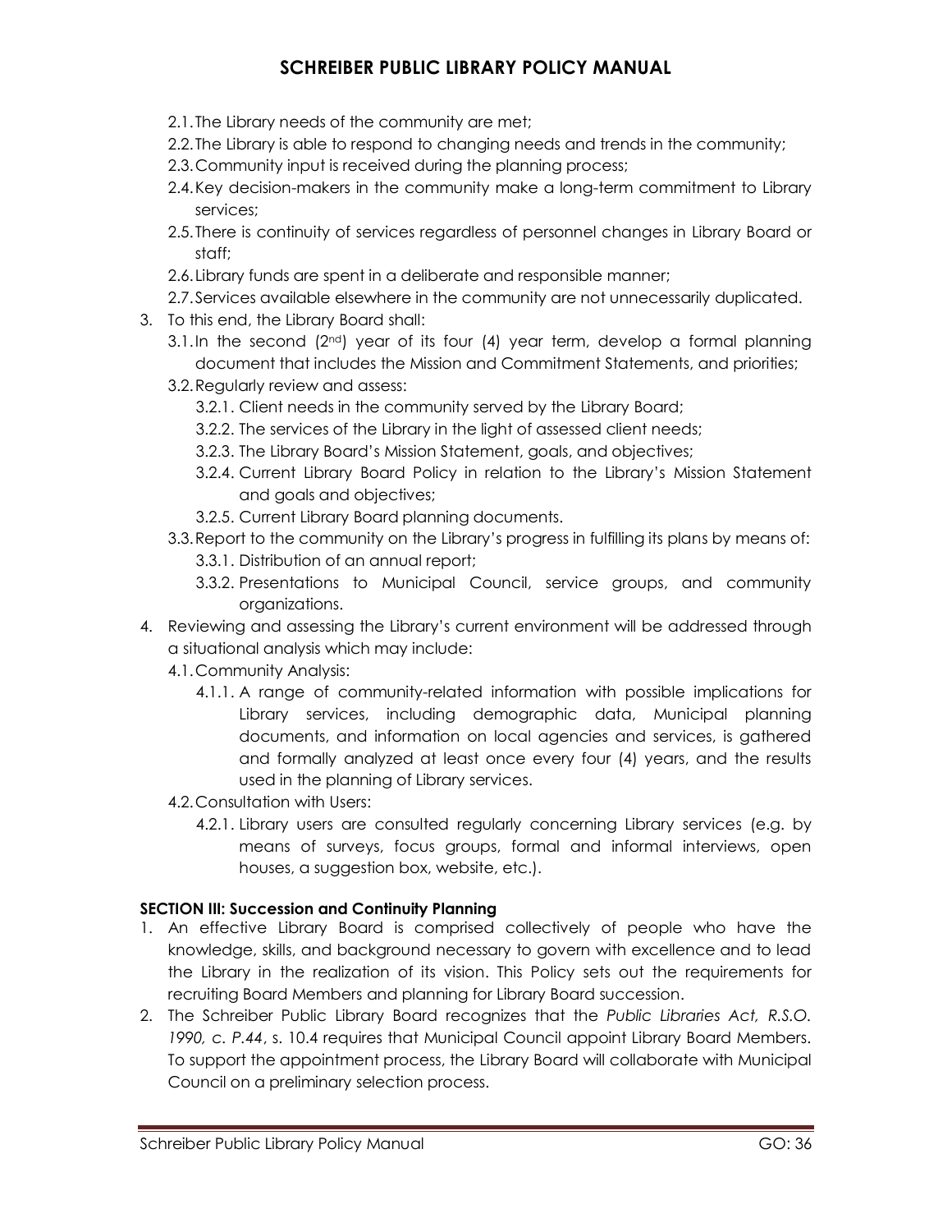2.1. The Library needs of the community are met;
2.2. The Library is able to respond to changing needs and trends in the community;
2.3. Community input is received during the planning process;
2.4. Key decision-makers in the community make a long-term commitment to Library services;
2.5. There is continuity of services regardless of personnel changes in Library Board or staff;
2.6. Library funds are spent in a deliberate and responsible manner;
2.7. Services available elsewhere in the community are not unnecessarily duplicated.

3. To this end, the Library Board shall:
   3.1. In the second (2nd) year of its four (4) year term, develop a formal planning document that includes the Mission and Commitment Statements, and priorities;
   3.2. Regularly review and assess:
      3.2.1. Client needs in the community served by the Library Board;
      3.2.2. The services of the Library in the light of assessed client needs;
      3.2.3. The Library Board's Mission Statement, goals, and objectives;
      3.2.4. Current Library Board Policy in relation to the Library's Mission Statement and goals and objectives;
      3.2.5. Current Library Board planning documents.
   3.3. Report to the community on the Library's progress in fulfilling its plans by means of:
      3.3.1. Distribution of an annual report;
      3.3.2. Presentations to Municipal Council, service groups, and community organizations.
4. Reviewing and assessing the Library's current environment will be addressed through a situational analysis which may include:
   4.1. Community Analysis:
      4.1.1. A range of community-related information with possible implications for Library services, including demographic data, Municipal planning documents, and information on local agencies and services, is gathered and formally analyzed at least once every four (4) years, and the results used in the planning of Library services.
   4.2. Consultation with Users:
      4.2.1. Library users are consulted regularly concerning Library services (e.g. by means of surveys, focus groups, formal and informal interviews, open houses, a suggestion box, website, etc.).

**SECTION III: Succession and Continuity Planning**

1. An effective Library Board is comprised collectively of people who have the knowledge, skills, and background necessary to govern with excellence and to lead the Library in the realization of its vision. This Policy sets out the requirements for recruiting Board Members and planning for Library Board succession.
2. The Schreiber Public Library Board recognizes that the *Public Libraries Act, R.S.O. 1990, c. P.44*, s. 10.4 requires that Municipal Council appoint Library Board Members. To support the appointment process, the Library Board will collaborate with Municipal Council on a preliminary selection process.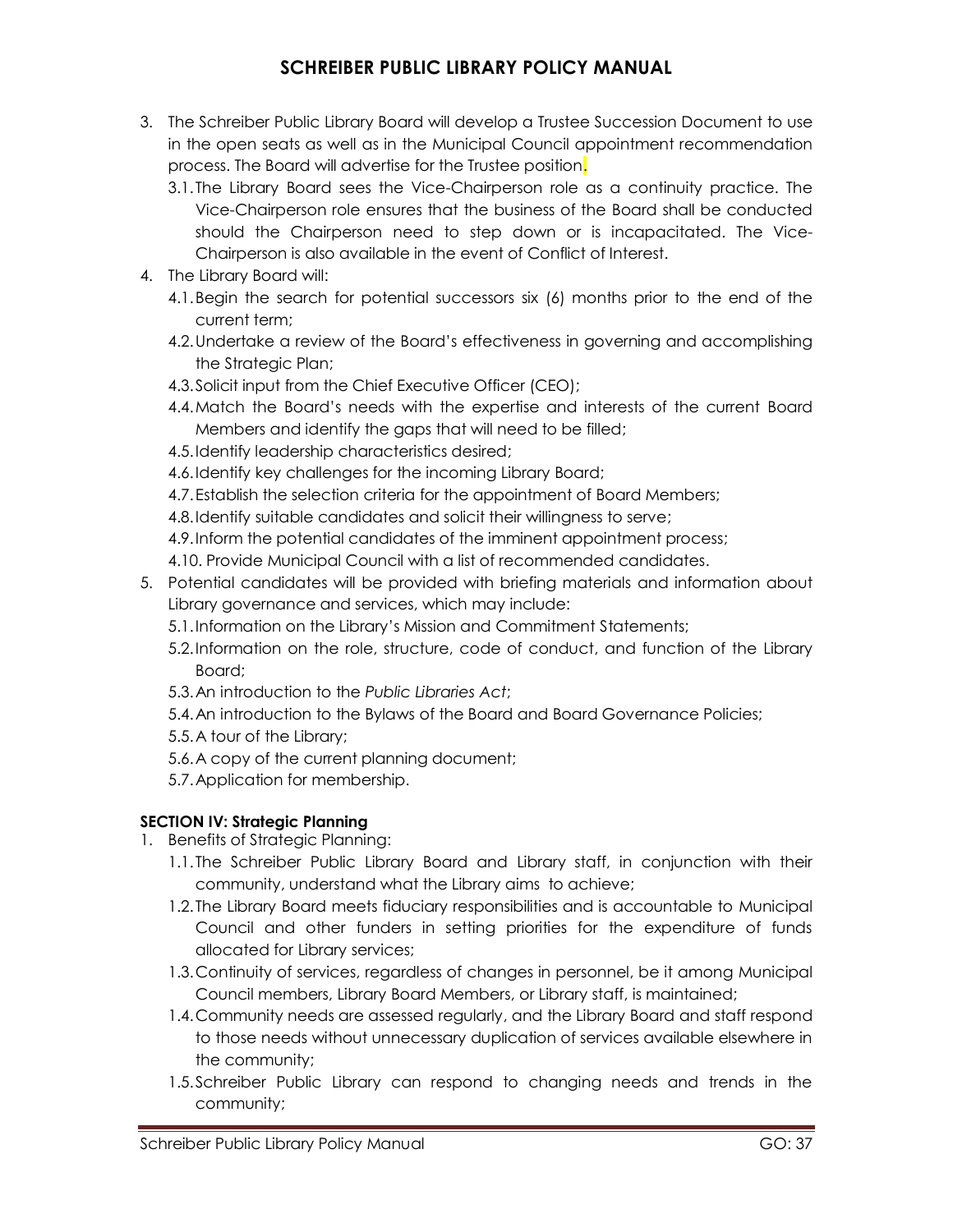3. The Schreiber Public Library Board will develop a Trustee Succession Document to use in the open seats as well as in the Municipal Council appointment recommendation process. The Board will advertise for the Trustee position.
   3.1. The Library Board sees the Vice-Chairperson role as a continuity practice. The Vice-Chairperson role ensures that the business of the Board shall be conducted should the Chairperson need to step down or is incapacitated. The Vice-Chairperson is also available in the event of Conflict of Interest.
4. The Library Board will:
   4.1. Begin the search for potential successors six (6) months prior to the end of the current term;
   4.2. Undertake a review of the Board's effectiveness in governing and accomplishing the Strategic Plan;
   4.3. Solicit input from the Chief Executive Officer (CEO);
   4.4. Match the Board's needs with the expertise and interests of the current Board Members and identify the gaps that will need to be filled;
   4.5. Identify leadership characteristics desired;
   4.6. Identify key challenges for the incoming Library Board;
   4.7. Establish the selection criteria for the appointment of Board Members;
   4.8. Identify suitable candidates and solicit their willingness to serve;
   4.9. Inform the potential candidates of the imminent appointment process;
   4.10. Provide Municipal Council with a list of recommended candidates.
5. Potential candidates will be provided with briefing materials and information about Library governance and services, which may include:
   5.1. Information on the Library's Mission and Commitment Statements;
   5.2. Information on the role, structure, code of conduct, and function of the Library Board;
   5.3. An introduction to the *Public Libraries Act*;
   5.4. An introduction to the Bylaws of the Board and Board Governance Policies;
   5.5. A tour of the Library;
   5.6. A copy of the current planning document;
   5.7. Application for membership.

**SECTION IV: Strategic Planning**

1. Benefits of Strategic Planning:
   1.1. The Schreiber Public Library Board and Library staff, in conjunction with their community, understand what the Library aims to achieve;
   1.2. The Library Board meets fiduciary responsibilities and is accountable to Municipal Council and other funders in setting priorities for the expenditure of funds allocated for Library services;
   1.3. Continuity of services, regardless of changes in personnel, be it among Municipal Council members, Library Board Members, or Library staff, is maintained;
   1.4. Community needs are assessed regularly, and the Library Board and staff respond to those needs without unnecessary duplication of services available elsewhere in the community;
   1.5. Schreiber Public Library can respond to changing needs and trends in the community;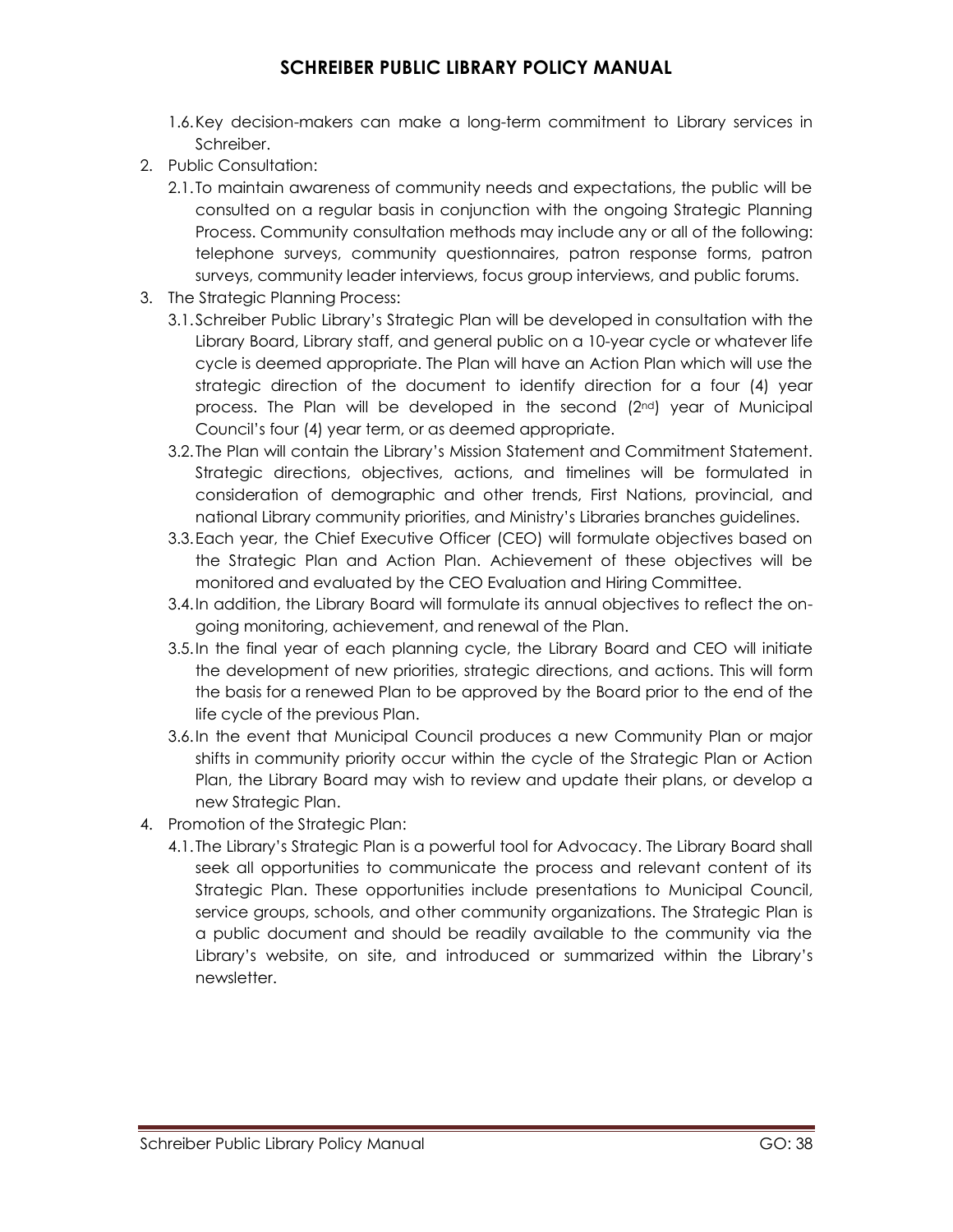1.6. Key decision-makers can make a long-term commitment to Library services in Schreiber.

2. Public Consultation:
   2.1. To maintain awareness of community needs and expectations, the public will be consulted on a regular basis in conjunction with the ongoing Strategic Planning Process. Community consultation methods may include any or all of the following: telephone surveys, community questionnaires, patron response forms, patron surveys, community leader interviews, focus group interviews, and public forums.

3. The Strategic Planning Process:
   3.1. Schreiber Public Library's Strategic Plan will be developed in consultation with the Library Board, Library staff, and general public on a 10-year cycle or whatever life cycle is deemed appropriate. The Plan will have an Action Plan which will use the strategic direction of the document to identify direction for a four (4) year process. The Plan will be developed in the second (2nd) year of Municipal Council's four (4) year term, or as deemed appropriate.
   3.2. The Plan will contain the Library's Mission Statement and Commitment Statement. Strategic directions, objectives, actions, and timelines will be formulated in consideration of demographic and other trends, First Nations, provincial, and national Library community priorities, and Ministry's Libraries branches guidelines.
   3.3. Each year, the Chief Executive Officer (CEO) will formulate objectives based on the Strategic Plan and Action Plan. Achievement of these objectives will be monitored and evaluated by the CEO Evaluation and Hiring Committee.
   3.4. In addition, the Library Board will formulate its annual objectives to reflect the on-going monitoring, achievement, and renewal of the Plan.
   3.5. In the final year of each planning cycle, the Library Board and CEO will initiate the development of new priorities, strategic directions, and actions. This will form the basis for a renewed Plan to be approved by the Board prior to the end of the life cycle of the previous Plan.
   3.6. In the event that Municipal Council produces a new Community Plan or major shifts in community priority occur within the cycle of the Strategic Plan or Action Plan, the Library Board may wish to review and update their plans, or develop a new Strategic Plan.

4. Promotion of the Strategic Plan:
   4.1. The Library's Strategic Plan is a powerful tool for Advocacy. The Library Board shall seek all opportunities to communicate the process and relevant content of its Strategic Plan. These opportunities include presentations to Municipal Council, service groups, schools, and other community organizations. The Strategic Plan is a public document and should be readily available to the community via the Library's website, on site, and introduced or summarized within the Library's newsletter.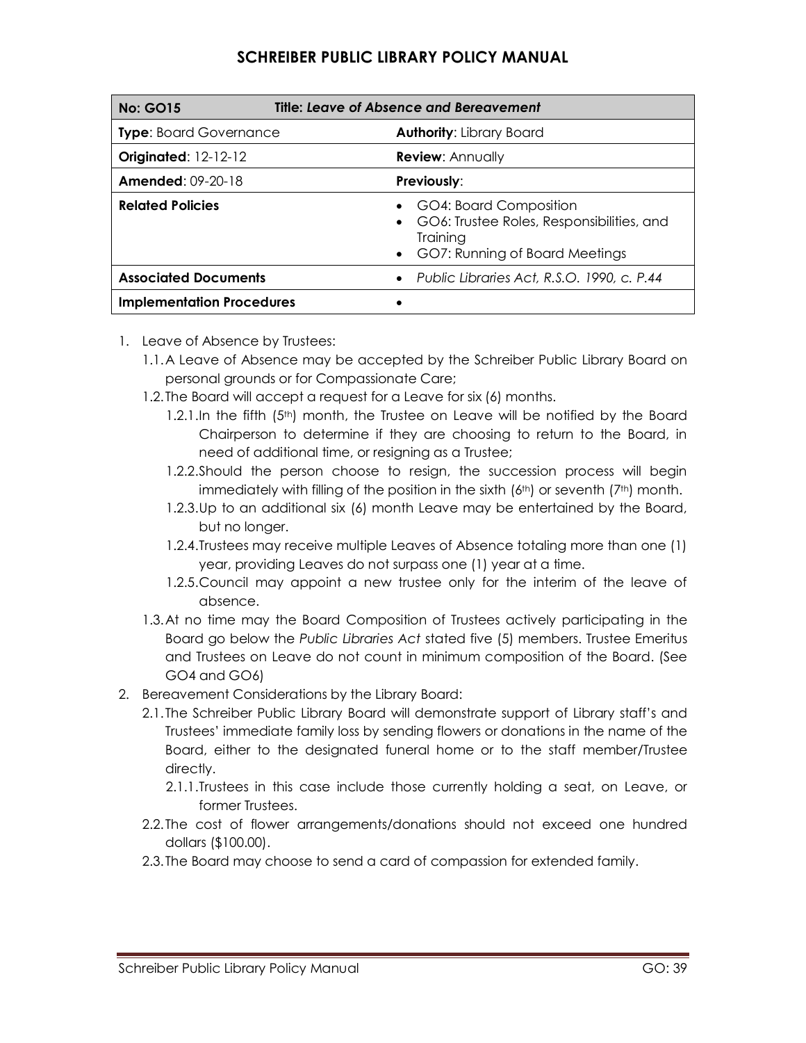| No: GO15 | Title: *Leave of Absence and Bereavement* |
| --- | --- |
| **Type**: Board Governance | **Authority**: Library Board |
| **Originated**: 12-12-12 | **Review**: Annually |
| **Amended**: 09-20-18 | **Previously**: |
| **Related Policies** | • GO4: Board Composition<br>• GO6: Trustee Roles, Responsibilities, and Training<br>• GO7: Running of Board Meetings |
| **Associated Documents** | • *Public Libraries Act, R.S.O. 1990, c. P.44* |
| **Implementation Procedures** | • |

1. Leave of Absence by Trustees:
   1.1. A Leave of Absence may be accepted by the Schreiber Public Library Board on personal grounds or for Compassionate Care;
   1.2. The Board will accept a request for a Leave for six (6) months.
      1.2.1. In the fifth (5th) month, the Trustee on Leave will be notified by the Board Chairperson to determine if they are choosing to return to the Board, in need of additional time, or resigning as a Trustee;
      1.2.2. Should the person choose to resign, the succession process will begin immediately with filling of the position in the sixth (6th) or seventh (7th) month.
      1.2.3. Up to an additional six (6) month Leave may be entertained by the Board, but no longer.
      1.2.4. Trustees may receive multiple Leaves of Absence totaling more than one (1) year, providing Leaves do not surpass one (1) year at a time.
      1.2.5. Council may appoint a new trustee only for the interim of the leave of absence.
   1.3. At no time may the Board Composition of Trustees actively participating in the Board go below the *Public Libraries Act* stated five (5) members. Trustee Emeritus and Trustees on Leave do not count in minimum composition of the Board. (See GO4 and GO6)
2. Bereavement Considerations by the Library Board:
   2.1. The Schreiber Public Library Board will demonstrate support of Library staff's and Trustees' immediate family loss by sending flowers or donations in the name of the Board, either to the designated funeral home or to the staff member/Trustee directly.
      2.1.1. Trustees in this case include those currently holding a seat, on Leave, or former Trustees.
   2.2. The cost of flower arrangements/donations should not exceed one hundred dollars ($100.00).
   2.3. The Board may choose to send a card of compassion for extended family.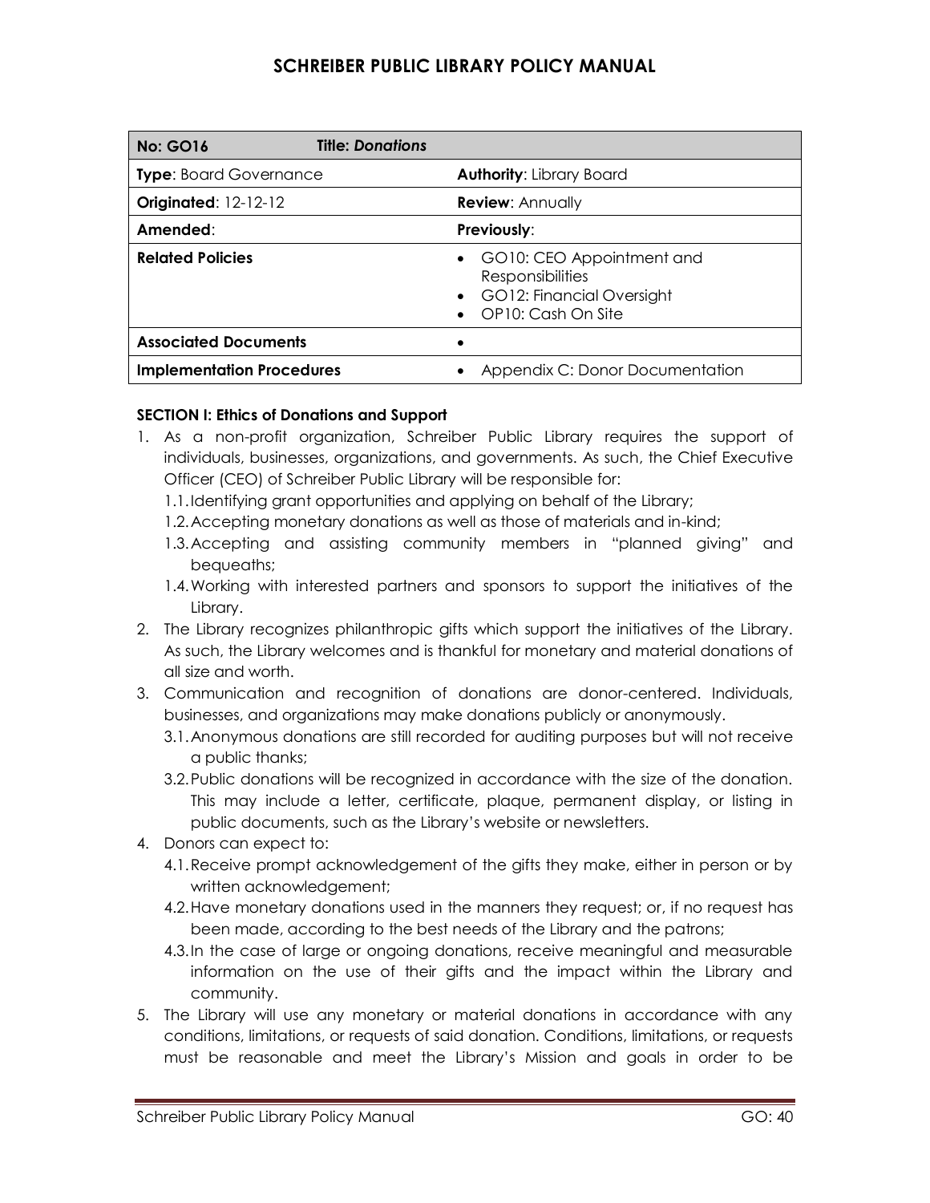| No: GO16 | Title: *Donations* |
| --- | --- |
| **Type**: Board Governance | **Authority**: Library Board |
| **Originated**: 12-12-12 | **Review**: Annually |
| **Amended**: | **Previously**: |
| **Related Policies** | • GO10: CEO Appointment and Responsibilities<br>• GO12: Financial Oversight<br>• OP10: Cash On Site |
| **Associated Documents** | • |
| **Implementation Procedures** | • Appendix C: Donor Documentation |

**SECTION I: Ethics of Donations and Support**

1. As a non-profit organization, Schreiber Public Library requires the support of individuals, businesses, organizations, and governments. As such, the Chief Executive Officer (CEO) of Schreiber Public Library will be responsible for:
   1.1. Identifying grant opportunities and applying on behalf of the Library;
   1.2. Accepting monetary donations as well as those of materials and in-kind;
   1.3. Accepting and assisting community members in "planned giving" and bequeaths;
   1.4. Working with interested partners and sponsors to support the initiatives of the Library.
2. The Library recognizes philanthropic gifts which support the initiatives of the Library. As such, the Library welcomes and is thankful for monetary and material donations of all size and worth.
3. Communication and recognition of donations are donor-centered. Individuals, businesses, and organizations may make donations publicly or anonymously.
   3.1. Anonymous donations are still recorded for auditing purposes but will not receive a public thanks;
   3.2. Public donations will be recognized in accordance with the size of the donation. This may include a letter, certificate, plaque, permanent display, or listing in public documents, such as the Library's website or newsletters.
4. Donors can expect to:
   4.1. Receive prompt acknowledgement of the gifts they make, either in person or by written acknowledgement;
   4.2. Have monetary donations used in the manners they request; or, if no request has been made, according to the best needs of the Library and the patrons;
   4.3. In the case of large or ongoing donations, receive meaningful and measurable information on the use of their gifts and the impact within the Library and community.
5. The Library will use any monetary or material donations in accordance with any conditions, limitations, or requests of said donation. Conditions, limitations, or requests must be reasonable and meet the Library's Mission and goals in order to be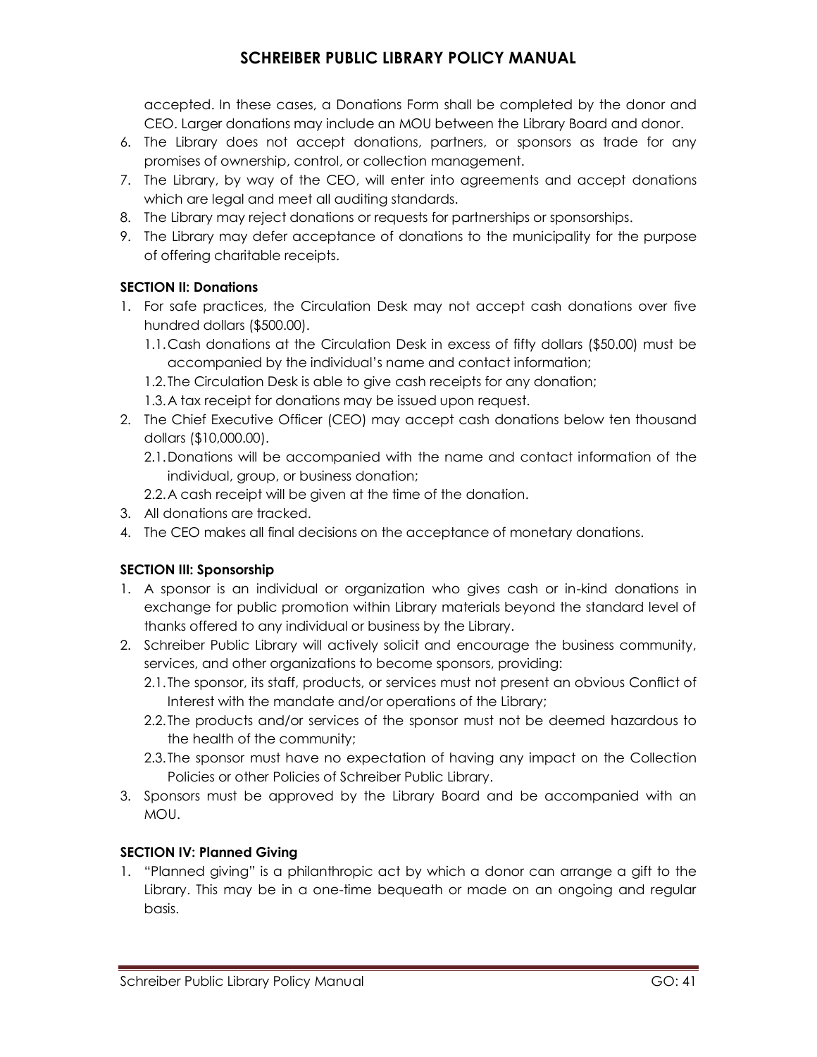accepted. In these cases, a Donations Form shall be completed by the donor and CEO. Larger donations may include an MOU between the Library Board and donor.

6. The Library does not accept donations, partners, or sponsors as trade for any promises of ownership, control, or collection management.
7. The Library, by way of the CEO, will enter into agreements and accept donations which are legal and meet all auditing standards.
8. The Library may reject donations or requests for partnerships or sponsorships.
9. The Library may defer acceptance of donations to the municipality for the purpose of offering charitable receipts.

**SECTION II: Donations**

1. For safe practices, the Circulation Desk may not accept cash donations over five hundred dollars ($500.00).
   1.1. Cash donations at the Circulation Desk in excess of fifty dollars ($50.00) must be accompanied by the individual's name and contact information;
   1.2. The Circulation Desk is able to give cash receipts for any donation;
   1.3. A tax receipt for donations may be issued upon request.
2. The Chief Executive Officer (CEO) may accept cash donations below ten thousand dollars ($10,000.00).
   2.1. Donations will be accompanied with the name and contact information of the individual, group, or business donation;
   2.2. A cash receipt will be given at the time of the donation.
3. All donations are tracked.
4. The CEO makes all final decisions on the acceptance of monetary donations.

**SECTION III: Sponsorship**

1. A sponsor is an individual or organization who gives cash or in-kind donations in exchange for public promotion within Library materials beyond the standard level of thanks offered to any individual or business by the Library.
2. Schreiber Public Library will actively solicit and encourage the business community, services, and other organizations to become sponsors, providing:
   2.1. The sponsor, its staff, products, or services must not present an obvious Conflict of Interest with the mandate and/or operations of the Library;
   2.2. The products and/or services of the sponsor must not be deemed hazardous to the health of the community;
   2.3. The sponsor must have no expectation of having any impact on the Collection Policies or other Policies of Schreiber Public Library.
3. Sponsors must be approved by the Library Board and be accompanied with an MOU.

**SECTION IV: Planned Giving**

1. "Planned giving" is a philanthropic act by which a donor can arrange a gift to the Library. This may be in a one-time bequeath or made on an ongoing and regular basis.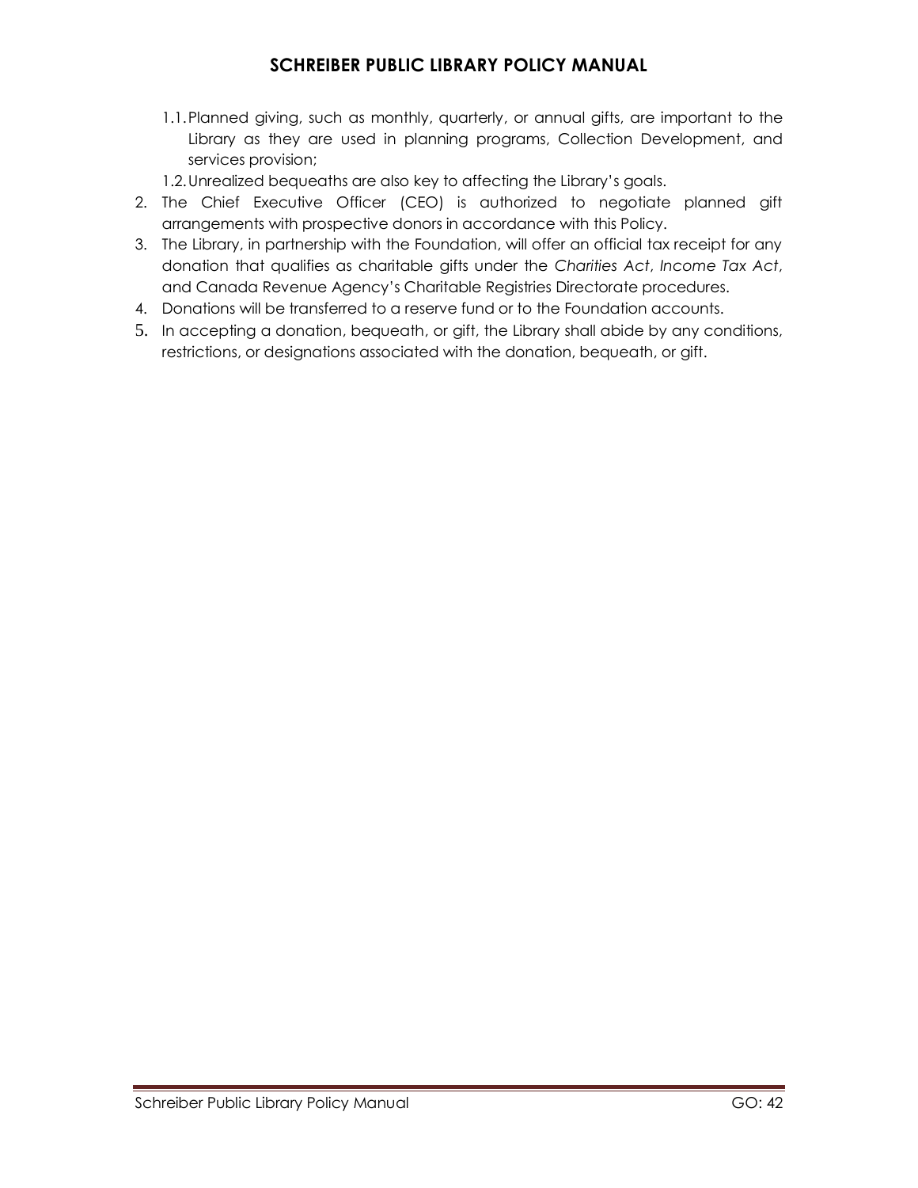1.1. Planned giving, such as monthly, quarterly, or annual gifts, are important to the Library as they are used in planning programs, Collection Development, and services provision;

1.2. Unrealized bequeaths are also key to affecting the Library's goals.

2. The Chief Executive Officer (CEO) is authorized to negotiate planned gift arrangements with prospective donors in accordance with this Policy.
3. The Library, in partnership with the Foundation, will offer an official tax receipt for any donation that qualifies as charitable gifts under the *Charities Act*, *Income Tax Act*, and Canada Revenue Agency's Charitable Registries Directorate procedures.
4. Donations will be transferred to a reserve fund or to the Foundation accounts.
5. In accepting a donation, bequeath, or gift, the Library shall abide by any conditions, restrictions, or designations associated with the donation, bequeath, or gift.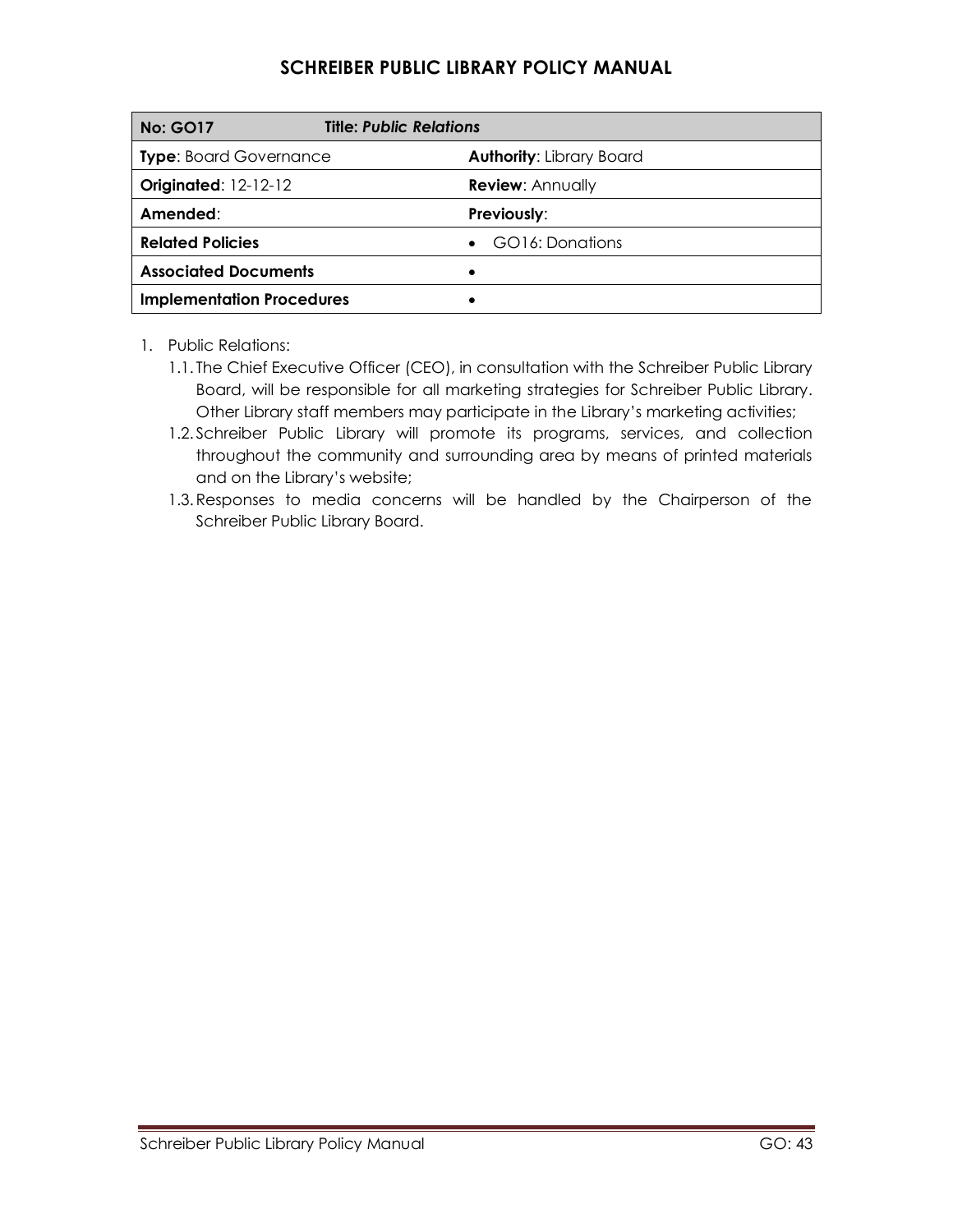# SCHREIBER PUBLIC LIBRARY POLICY MANUAL

| **No: GO17** | **Title: *Public Relations*** |
|---|---|
| **Type**: Board Governance | **Authority**: Library Board |
| **Originated**: 12-12-12 | **Review**: Annually |
| **Amended**: | **Previously**: |
| **Related Policies** | • GO16: Donations |
| **Associated Documents** | • |
| **Implementation Procedures** | • |

1. Public Relations:
   1.1. The Chief Executive Officer (CEO), in consultation with the Schreiber Public Library Board, will be responsible for all marketing strategies for Schreiber Public Library. Other Library staff members may participate in the Library's marketing activities;
   1.2. Schreiber Public Library will promote its programs, services, and collection throughout the community and surrounding area by means of printed materials and on the Library's website;
   1.3. Responses to media concerns will be handled by the Chairperson of the Schreiber Public Library Board.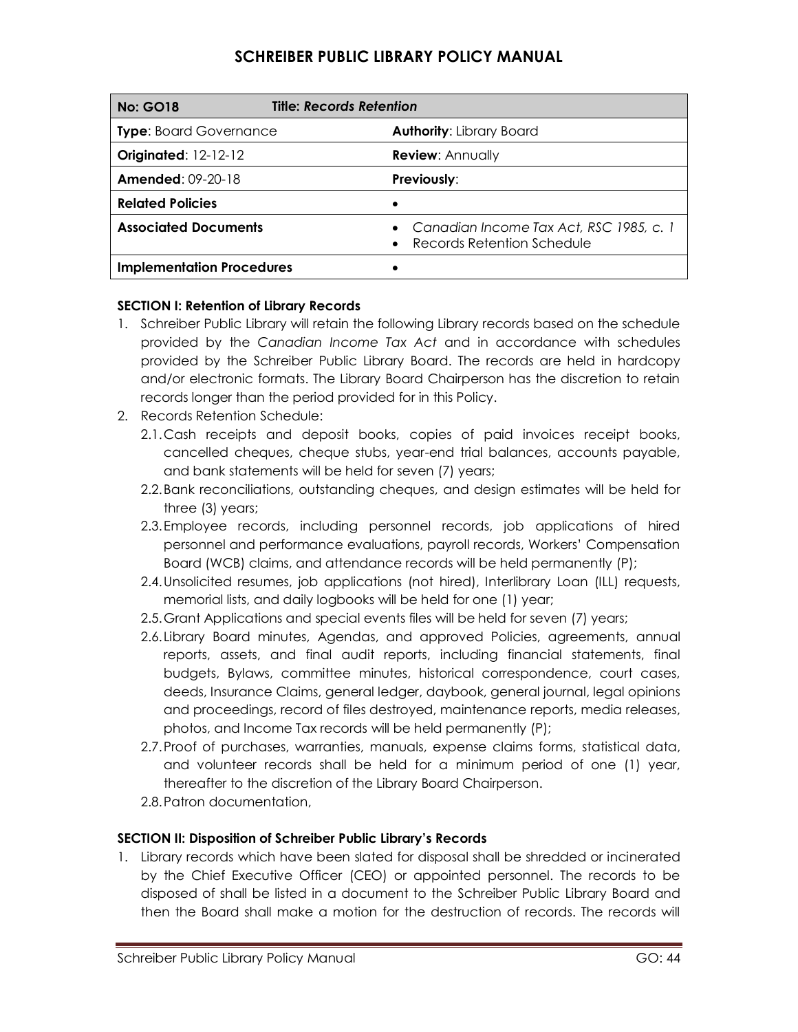# SCHREIBER PUBLIC LIBRARY POLICY MANUAL

| **No: GO18** | **Title: *Records Retention*** |
|---|---|
| **Type**: Board Governance | **Authority**: Library Board |
| **Originated**: 12-12-12 | **Review**: Annually |
| **Amended**: 09-20-18 | **Previously**: |
| **Related Policies** | • |
| **Associated Documents** | • *Canadian Income Tax Act, RSC 1985, c. 1*<br>• Records Retention Schedule |
| **Implementation Procedures** | • |

**SECTION I: Retention of Library Records**

1. Schreiber Public Library will retain the following Library records based on the schedule provided by the *Canadian Income Tax Act* and in accordance with schedules provided by the Schreiber Public Library Board. The records are held in hardcopy and/or electronic formats. The Library Board Chairperson has the discretion to retain records longer than the period provided for in this Policy.
2. Records Retention Schedule:
   2.1. Cash receipts and deposit books, copies of paid invoices receipt books, cancelled cheques, cheque stubs, year-end trial balances, accounts payable, and bank statements will be held for seven (7) years;
   2.2. Bank reconciliations, outstanding cheques, and design estimates will be held for three (3) years;
   2.3. Employee records, including personnel records, job applications of hired personnel and performance evaluations, payroll records, Workers' Compensation Board (WCB) claims, and attendance records will be held permanently (P);
   2.4. Unsolicited resumes, job applications (not hired), Interlibrary Loan (ILL) requests, memorial lists, and daily logbooks will be held for one (1) year;
   2.5. Grant Applications and special events files will be held for seven (7) years;
   2.6. Library Board minutes, Agendas, and approved Policies, agreements, annual reports, assets, and final audit reports, including financial statements, final budgets, Bylaws, committee minutes, historical correspondence, court cases, deeds, Insurance Claims, general ledger, daybook, general journal, legal opinions and proceedings, record of files destroyed, maintenance reports, media releases, photos, and Income Tax records will be held permanently (P);
   2.7. Proof of purchases, warranties, manuals, expense claims forms, statistical data, and volunteer records shall be held for a minimum period of one (1) year, thereafter to the discretion of the Library Board Chairperson.
   2.8. Patron documentation,

**SECTION II: Disposition of Schreiber Public Library's Records**

1. Library records which have been slated for disposal shall be shredded or incinerated by the Chief Executive Officer (CEO) or appointed personnel. The records to be disposed of shall be listed in a document to the Schreiber Public Library Board and then the Board shall make a motion for the destruction of records. The records will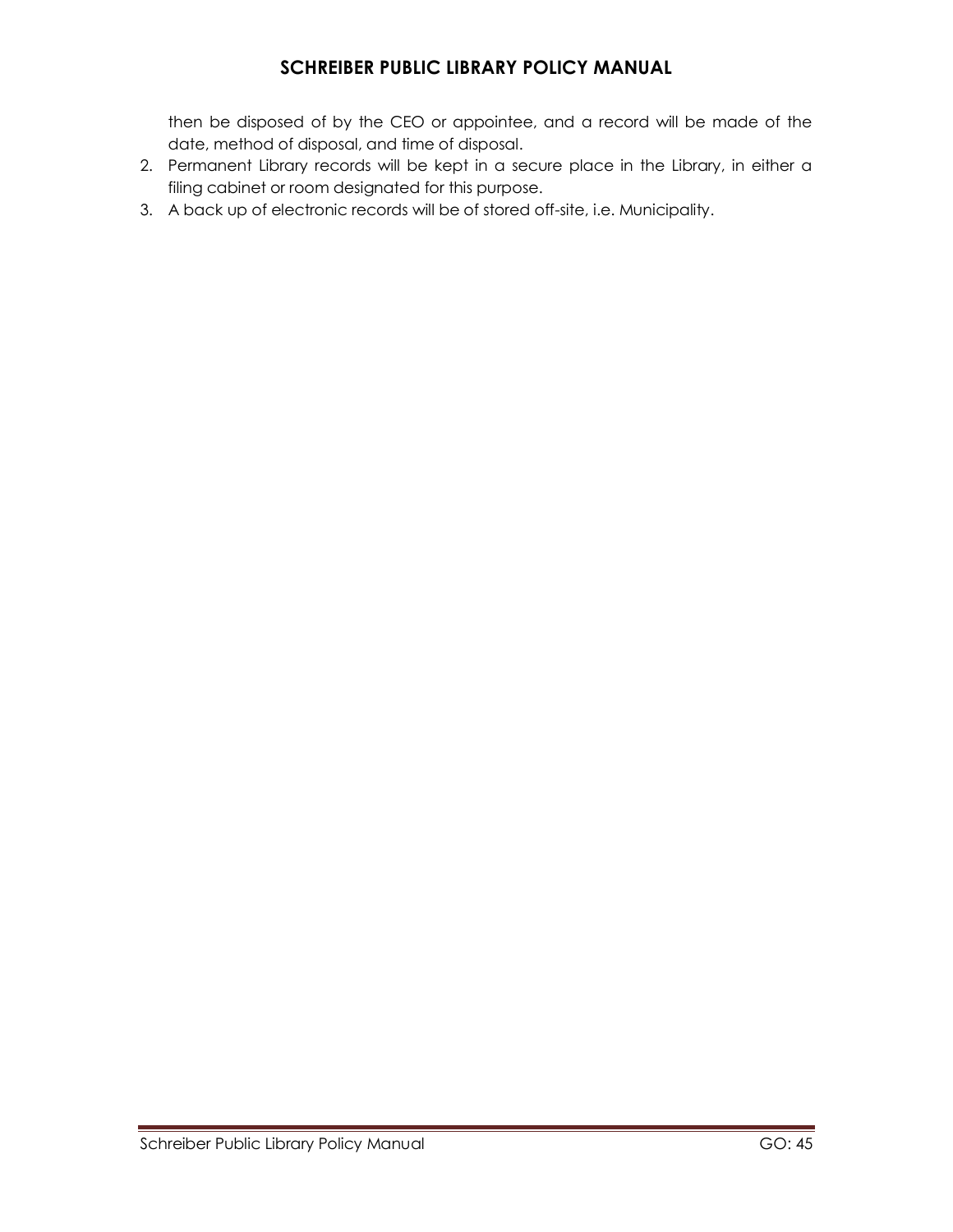then be disposed of by the CEO or appointee, and a record will be made of the date, method of disposal, and time of disposal.

2. Permanent Library records will be kept in a secure place in the Library, in either a filing cabinet or room designated for this purpose.
3. A back up of electronic records will be of stored off-site, i.e. Municipality.